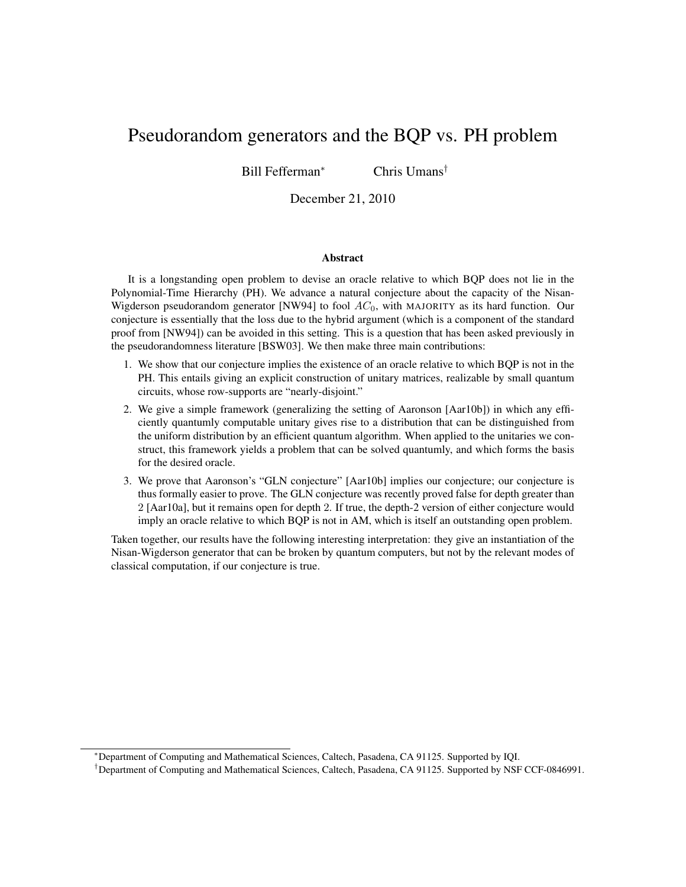# Pseudorandom generators and the BQP vs. PH problem

Bill Fefferman[*] Chris Umans[†]

December 21, 2010

## Abstract

It is a longstanding open problem to devise an oracle relative to which BQP does not lie in the Polynomial-Time Hierarchy (PH). We advance a natural conjecture about the capacity of the Nisan-Wigderson pseudorandom generator [NW94] to fool $AC_0$, with MAJORITY as its hard function. Our conjecture is essentially that the loss due to the hybrid argument (which is a component of the standard proof from [NW94]) can be avoided in this setting. This is a question that has been asked previously in the pseudorandomness literature [BSW03]. We then make three main contributions:

1. We show that our conjecture implies the existence of an oracle relative to which BQP is not in the PH. This entails giving an explicit construction of unitary matrices, realizable by small quantum circuits, whose row-supports are "nearly-disjoint."
2. We give a simple framework (generalizing the setting of Aaronson [Aar10b]) in which any efficiently quantumly computable unitary gives rise to a distribution that can be distinguished from the uniform distribution by an efficient quantum algorithm. When applied to the unitaries we construct, this framework yields a problem that can be solved quantumly, and which forms the basis for the desired oracle.
3. We prove that Aaronson's "GLN conjecture" [Aar10b] implies our conjecture; our conjecture is thus formally easier to prove. The GLN conjecture was recently proved false for depth greater than 2 [Aar10a], but it remains open for depth 2. If true, the depth-2 version of either conjecture would imply an oracle relative to which BQP is not in AM, which is itself an outstanding open problem.

Taken together, our results have the following interesting interpretation: they give an instantiation of the Nisan-Wigderson generator that can be broken by quantum computers, but not by the relevant modes of classical computation, if our conjecture is true.

[*] Department of Computing and Mathematical Sciences, Caltech, Pasadena, CA 91125. Supported by IQI.

[†] Department of Computing and Mathematical Sciences, Caltech, Pasadena, CA 91125. Supported by NSF CCF-0846991.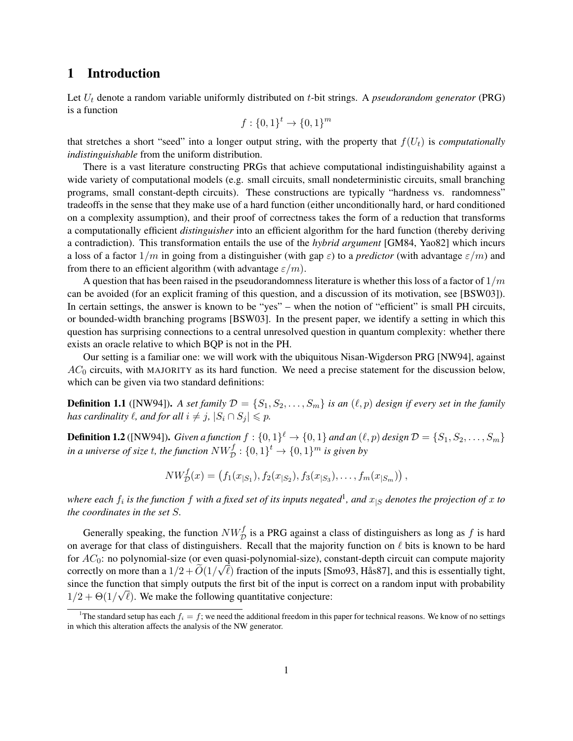# 1 Introduction

Let $U_t$ denote a random variable uniformly distributed on $t$-bit strings. A *pseudorandom generator* (PRG) is a function

$$f : \{0,1\}^t \to \{0,1\}^m$$

that stretches a short "seed" into a longer output string, with the property that $f(U_t)$ is *computationally indistinguishable* from the uniform distribution.

There is a vast literature constructing PRGs that achieve computational indistinguishability against a wide variety of computational models (e.g. small circuits, small nondeterministic circuits, small branching programs, small constant-depth circuits). These constructions are typically "hardness vs. randomness" tradeoffs in the sense that they make use of a hard function (either unconditionally hard, or hard conditioned on a complexity assumption), and their proof of correctness takes the form of a reduction that transforms a computationally efficient *distinguisher* into an efficient algorithm for the hard function (thereby deriving a contradiction). This transformation entails the use of the *hybrid argument* [GM84, Yao82] which incurs a loss of a factor $1/m$ in going from a distinguisher (with gap $\varepsilon$) to a *predictor* (with advantage $\varepsilon/m$) and from there to an efficient algorithm (with advantage $\varepsilon/m$).

A question that has been raised in the pseudorandomness literature is whether this loss of a factor of $1/m$ can be avoided (for an explicit framing of this question, and a discussion of its motivation, see [BSW03]). In certain settings, the answer is known to be "yes" – when the notion of "efficient" is small PH circuits, or bounded-width branching programs [BSW03]. In the present paper, we identify a setting in which this question has surprising connections to a central unresolved question in quantum complexity: whether there exists an oracle relative to which BQP is not in the PH.

Our setting is a familiar one: we will work with the ubiquitous Nisan-Wigderson PRG [NW94], against $AC_0$ circuits, with MAJORITY as its hard function. We need a precise statement for the discussion below, which can be given via two standard definitions:

**Definition 1.1** ([NW94]). *A set family $\mathcal{D} = \{S_1, S_2, \ldots, S_m\}$ is an $(\ell, p)$ design if every set in the family has cardinality $\ell$, and for all $i \neq j$, $|S_i \cap S_j| \leqslant p$.*

**Definition 1.2** ([NW94]). *Given a function $f : \{0,1\}^\ell \to \{0,1\}$ and an $(\ell, p)$ design $\mathcal{D} = \{S_1, S_2, \ldots, S_m\}$ in a universe of size $t$, the function $NW^f_{\mathcal{D}} : \{0,1\}^t \to \{0,1\}^m$ is given by*

$$NW^f_{\mathcal{D}}(x) = \left(f_1(x_{|S_1}), f_2(x_{|S_2}), f_3(x_{|S_3}), \ldots, f_m(x_{|S_m})\right),$$

*where each $f_i$ is the function $f$ with a fixed set of its inputs negated[1], and $x_{|S}$ denotes the projection of $x$ to the coordinates in the set $S$.*

Generally speaking, the function $NW^f_{\mathcal{D}}$ is a PRG against a class of distinguishers as long as $f$ is hard on average for that class of distinguishers. Recall that the majority function on $\ell$ bits is known to be hard for $AC_0$: no polynomial-size (or even quasi-polynomial-size), constant-depth circuit can compute majority correctly on more than a $1/2 + \widetilde{O}(1/\sqrt{\ell})$ fraction of the inputs [Smo93, Hås87], and this is essentially tight, since the function that simply outputs the first bit of the input is correct on a random input with probability $1/2 + \Theta(1/\sqrt{\ell})$. We make the following quantitative conjecture:

[1] The standard setup has each $f_i = f$; we need the additional freedom in this paper for technical reasons. We know of no settings in which this alteration affects the analysis of the NW generator.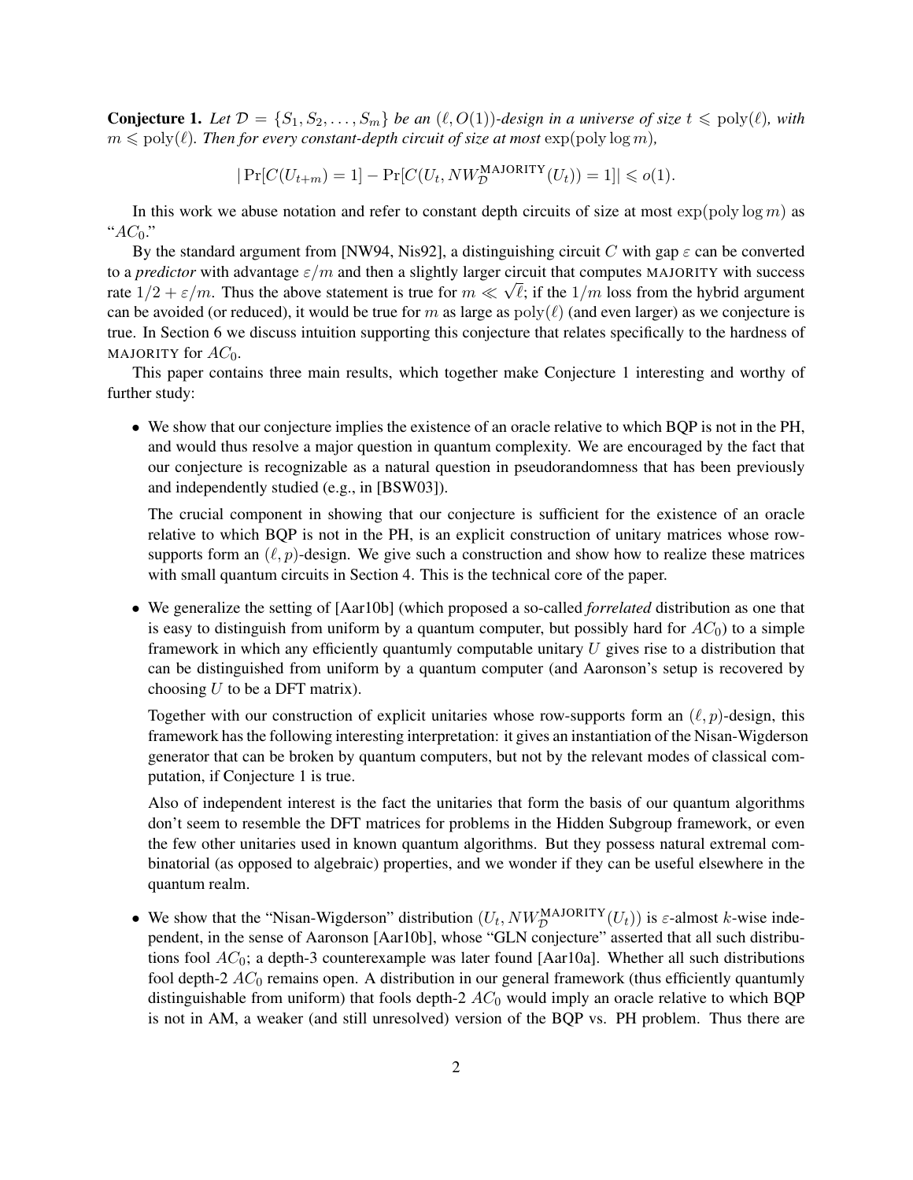**Conjecture 1.** *Let $\mathcal{D} = \{S_1, S_2, \ldots, S_m\}$ be an $(\ell, O(1))$-design in a universe of size $t \leqslant \text{poly}(\ell)$, with $m \leqslant \text{poly}(\ell)$. Then for every constant-depth circuit of size at most* $\exp(\text{poly}\log m)$*,*

$$|\Pr[C(U_{t+m}) = 1] - \Pr[C(U_t, NW_{\mathcal{D}}^{\text{MAJORITY}}(U_t)) = 1]| \leqslant o(1).$$

In this work we abuse notation and refer to constant depth circuits of size at most $\exp(\text{poly}\log m)$ as "$AC_0$."

By the standard argument from [NW94, Nis92], a distinguishing circuit $C$ with gap $\varepsilon$ can be converted to a *predictor* with advantage $\varepsilon/m$ and then a slightly larger circuit that computes MAJORITY with success rate $1/2 + \varepsilon/m$. Thus the above statement is true for $m \ll \sqrt{\ell}$; if the $1/m$ loss from the hybrid argument can be avoided (or reduced), it would be true for $m$ as large as $\text{poly}(\ell)$ (and even larger) as we conjecture is true. In Section 6 we discuss intuition supporting this conjecture that relates specifically to the hardness of MAJORITY for $AC_0$.

This paper contains three main results, which together make Conjecture 1 interesting and worthy of further study:

- We show that our conjecture implies the existence of an oracle relative to which BQP is not in the PH, and would thus resolve a major question in quantum complexity. We are encouraged by the fact that our conjecture is recognizable as a natural question in pseudorandomness that has been previously and independently studied (e.g., in [BSW03]).

  The crucial component in showing that our conjecture is sufficient for the existence of an oracle relative to which BQP is not in the PH, is an explicit construction of unitary matrices whose row-supports form an $(\ell, p)$-design. We give such a construction and show how to realize these matrices with small quantum circuits in Section 4. This is the technical core of the paper.

- We generalize the setting of [Aar10b] (which proposed a so-called *forrelated* distribution as one that is easy to distinguish from uniform by a quantum computer, but possibly hard for $AC_0$) to a simple framework in which any efficiently quantumly computable unitary $U$ gives rise to a distribution that can be distinguished from uniform by a quantum computer (and Aaronson's setup is recovered by choosing $U$ to be a DFT matrix).

  Together with our construction of explicit unitaries whose row-supports form an $(\ell, p)$-design, this framework has the following interesting interpretation: it gives an instantiation of the Nisan-Wigderson generator that can be broken by quantum computers, but not by the relevant modes of classical computation, if Conjecture 1 is true.

  Also of independent interest is the fact the unitaries that form the basis of our quantum algorithms don't seem to resemble the DFT matrices for problems in the Hidden Subgroup framework, or even the few other unitaries used in known quantum algorithms. But they possess natural extremal combinatorial (as opposed to algebraic) properties, and we wonder if they can be useful elsewhere in the quantum realm.

- We show that the "Nisan-Wigderson" distribution $(U_t, NW_{\mathcal{D}}^{\text{MAJORITY}}(U_t))$ is $\varepsilon$-almost $k$-wise independent, in the sense of Aaronson [Aar10b], whose "GLN conjecture" asserted that all such distributions fool $AC_0$; a depth-3 counterexample was later found [Aar10a]. Whether all such distributions fool depth-2 $AC_0$ remains open. A distribution in our general framework (thus efficiently quantumly distinguishable from uniform) that fools depth-2 $AC_0$ would imply an oracle relative to which BQP is not in AM, a weaker (and still unresolved) version of the BQP vs. PH problem. Thus there are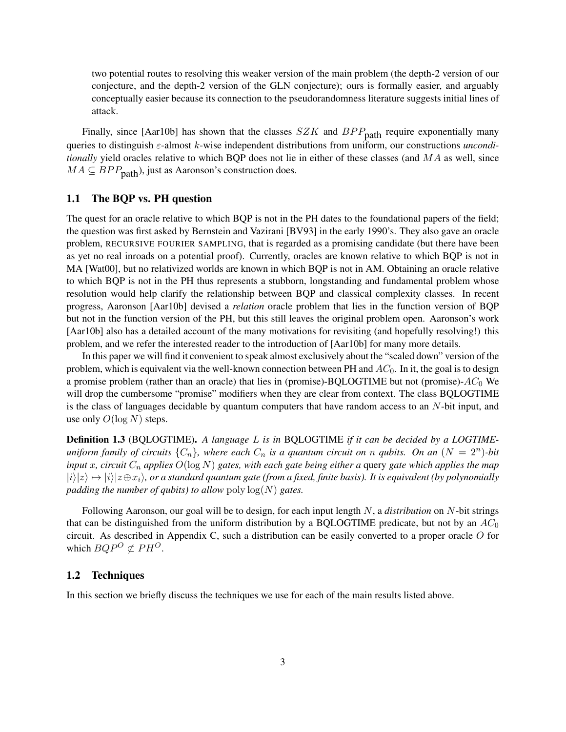two potential routes to resolving this weaker version of the main problem (the depth-2 version of our conjecture, and the depth-2 version of the GLN conjecture); ours is formally easier, and arguably conceptually easier because its connection to the pseudorandomness literature suggests initial lines of attack.

Finally, since [Aar10b] has shown that the classes $SZK$ and $BPP_{\text{path}}$ require exponentially many queries to distinguish $\varepsilon$-almost $k$-wise independent distributions from uniform, our constructions *unconditionally* yield oracles relative to which BQP does not lie in either of these classes (and $MA$ as well, since $MA \subseteq BPP_{\text{path}}$), just as Aaronson's construction does.

## 1.1 The BQP vs. PH question

The quest for an oracle relative to which BQP is not in the PH dates to the foundational papers of the field; the question was first asked by Bernstein and Vazirani [BV93] in the early 1990's. They also gave an oracle problem, RECURSIVE FOURIER SAMPLING, that is regarded as a promising candidate (but there have been as yet no real inroads on a potential proof). Currently, oracles are known relative to which BQP is not in MA [Wat00], but no relativized worlds are known in which BQP is not in AM. Obtaining an oracle relative to which BQP is not in the PH thus represents a stubborn, longstanding and fundamental problem whose resolution would help clarify the relationship between BQP and classical complexity classes. In recent progress, Aaronson [Aar10b] devised a *relation* oracle problem that lies in the function version of BQP but not in the function version of the PH, but this still leaves the original problem open. Aaronson's work [Aar10b] also has a detailed account of the many motivations for revisiting (and hopefully resolving!) this problem, and we refer the interested reader to the introduction of [Aar10b] for many more details.

In this paper we will find it convenient to speak almost exclusively about the "scaled down" version of the problem, which is equivalent via the well-known connection between PH and $AC_0$. In it, the goal is to design a promise problem (rather than an oracle) that lies in (promise)-BQLOGTIME but not (promise)-$AC_0$ We will drop the cumbersome "promise" modifiers when they are clear from context. The class BQLOGTIME is the class of languages decidable by quantum computers that have random access to an $N$-bit input, and use only $O(\log N)$ steps.

**Definition 1.3** (BQLOGTIME)**.** *A language $L$ is in* BQLOGTIME *if it can be decided by a LOGTIME-uniform family of circuits $\{C_n\}$, where each $C_n$ is a quantum circuit on $n$ qubits. On an $(N = 2^n)$-bit input $x$, circuit $C_n$ applies $O(\log N)$ gates, with each gate being either a* query *gate which applies the map $|i\rangle|z\rangle \mapsto |i\rangle|z \oplus x_i\rangle$, or a standard quantum gate (from a fixed, finite basis). It is equivalent (by polynomially padding the number of qubits) to allow $\text{poly}\log(N)$ gates.*

Following Aaronson, our goal will be to design, for each input length $N$, a *distribution* on $N$-bit strings that can be distinguished from the uniform distribution by a BQLOGTIME predicate, but not by an $AC_0$ circuit. As described in Appendix C, such a distribution can be easily converted to a proper oracle $O$ for which $BQP^O \not\subset PH^O$.

## 1.2 Techniques

In this section we briefly discuss the techniques we use for each of the main results listed above.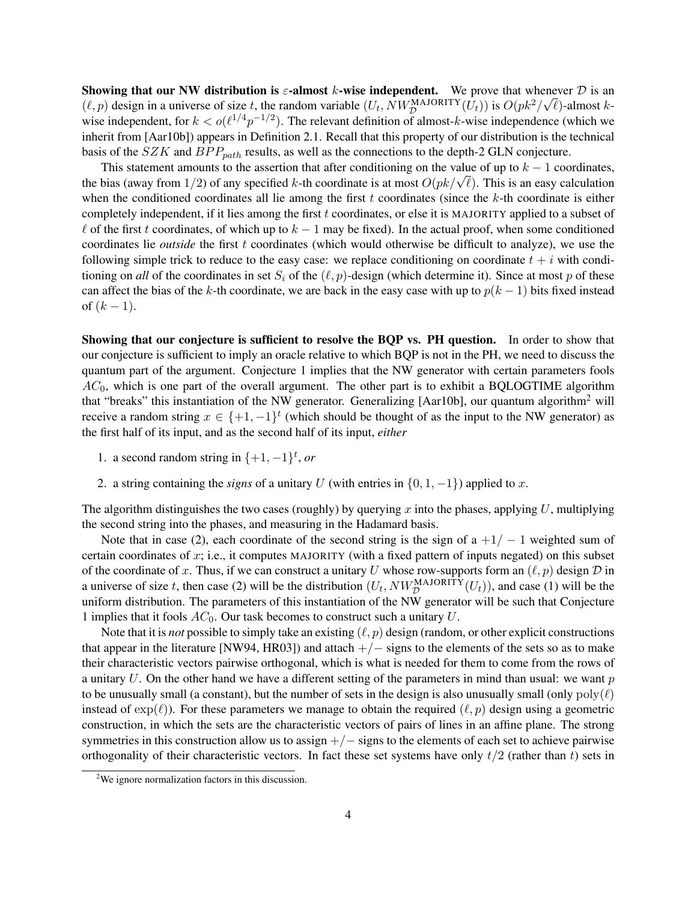**Showing that our NW distribution is $\varepsilon$-almost $k$-wise independent.** We prove that whenever $\mathcal{D}$ is an $(\ell, p)$ design in a universe of size $t$, the random variable $(U_t, NW_{\mathcal{D}}^{\text{MAJORITY}}(U_t))$ is $O(pk^2/\sqrt{\ell})$-almost $k$-wise independent, for $k < o(\ell^{1/4}p^{-1/2})$. The relevant definition of almost-$k$-wise independence (which we inherit from [Aar10b]) appears in Definition 2.1. Recall that this property of our distribution is the technical basis of the $SZK$ and $BPP_{path}$ results, as well as the connections to the depth-2 GLN conjecture.

This statement amounts to the assertion that after conditioning on the value of up to $k-1$ coordinates, the bias (away from $1/2$) of any specified $k$-th coordinate is at most $O(pk/\sqrt{\ell})$. This is an easy calculation when the conditioned coordinates all lie among the first $t$ coordinates (since the $k$-th coordinate is either completely independent, if it lies among the first $t$ coordinates, or else it is MAJORITY applied to a subset of $\ell$ of the first $t$ coordinates, of which up to $k-1$ may be fixed). In the actual proof, when some conditioned coordinates lie *outside* the first $t$ coordinates (which would otherwise be difficult to analyze), we use the following simple trick to reduce to the easy case: we replace conditioning on coordinate $t+i$ with conditioning on *all* of the coordinates in set $S_i$ of the $(\ell, p)$-design (which determine it). Since at most $p$ of these can affect the bias of the $k$-th coordinate, we are back in the easy case with up to $p(k-1)$ bits fixed instead of $(k-1)$.

**Showing that our conjecture is sufficient to resolve the BQP vs. PH question.** In order to show that our conjecture is sufficient to imply an oracle relative to which BQP is not in the PH, we need to discuss the quantum part of the argument. Conjecture 1 implies that the NW generator with certain parameters fools $AC_0$, which is one part of the overall argument. The other part is to exhibit a BQLOGTIME algorithm that "breaks" this instantiation of the NW generator. Generalizing [Aar10b], our quantum algorithm[2] will receive a random string $x \in \{+1, -1\}^t$ (which should be thought of as the input to the NW generator) as the first half of its input, and as the second half of its input, *either*

1. a second random string in $\{+1, -1\}^t$, *or*
2. a string containing the *signs* of a unitary $U$ (with entries in $\{0, 1, -1\}$) applied to $x$.

The algorithm distinguishes the two cases (roughly) by querying $x$ into the phases, applying $U$, multiplying the second string into the phases, and measuring in the Hadamard basis.

Note that in case (2), each coordinate of the second string is the sign of a $+1/-1$ weighted sum of certain coordinates of $x$; i.e., it computes MAJORITY (with a fixed pattern of inputs negated) on this subset of the coordinate of $x$. Thus, if we can construct a unitary $U$ whose row-supports form an $(\ell, p)$ design $\mathcal{D}$ in a universe of size $t$, then case (2) will be the distribution $(U_t, NW_{\mathcal{D}}^{\text{MAJORITY}}(U_t))$, and case (1) will be the uniform distribution. The parameters of this instantiation of the NW generator will be such that Conjecture 1 implies that it fools $AC_0$. Our task becomes to construct such a unitary $U$.

Note that it is *not* possible to simply take an existing $(\ell, p)$ design (random, or other explicit constructions that appear in the literature [NW94, HR03]) and attach $+/-$ signs to the elements of the sets so as to make their characteristic vectors pairwise orthogonal, which is what is needed for them to come from the rows of a unitary $U$. On the other hand we have a different setting of the parameters in mind than usual: we want $p$ to be unusually small (a constant), but the number of sets in the design is also unusually small (only $\text{poly}(\ell)$ instead of $\exp(\ell)$). For these parameters we manage to obtain the required $(\ell, p)$ design using a geometric construction, in which the sets are the characteristic vectors of pairs of lines in an affine plane. The strong symmetries in this construction allow us to assign $+/-$ signs to the elements of each set to achieve pairwise orthogonality of their characteristic vectors. In fact these set systems have only $t/2$ (rather than $t$) sets in

[2] We ignore normalization factors in this discussion.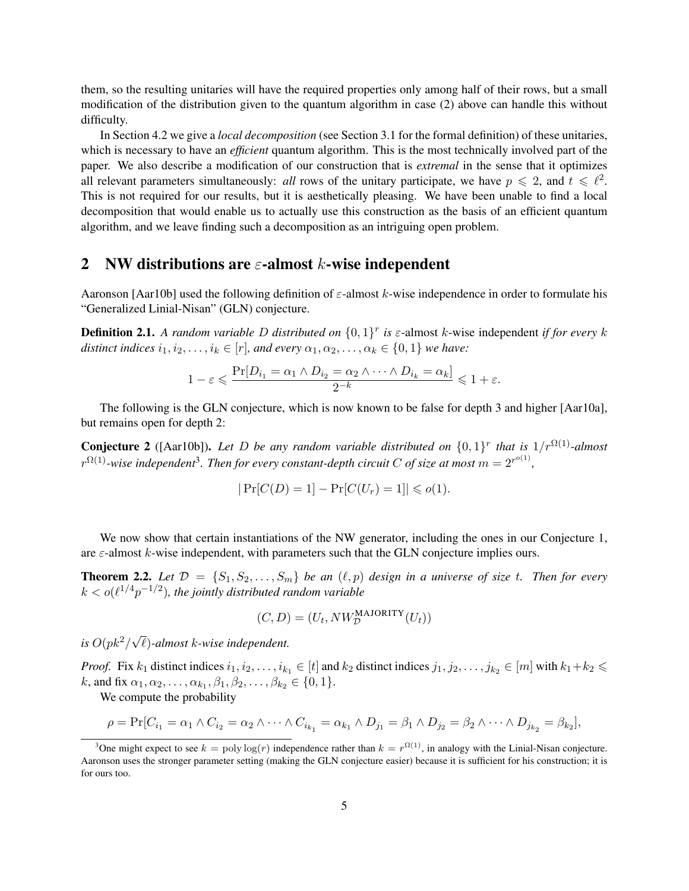them, so the resulting unitaries will have the required properties only among half of their rows, but a small modification of the distribution given to the quantum algorithm in case (2) above can handle this without difficulty.

In Section 4.2 we give a *local decomposition* (see Section 3.1 for the formal definition) of these unitaries, which is necessary to have an *efficient* quantum algorithm. This is the most technically involved part of the paper. We also describe a modification of our construction that is *extremal* in the sense that it optimizes all relevant parameters simultaneously: *all* rows of the unitary participate, we have $p \leqslant 2$, and $t \leqslant \ell^2$. This is not required for our results, but it is aesthetically pleasing. We have been unable to find a local decomposition that would enable us to actually use this construction as the basis of an efficient quantum algorithm, and we leave finding such a decomposition as an intriguing open problem.

## 2 NW distributions are $\varepsilon$-almost $k$-wise independent

Aaronson [Aar10b] used the following definition of $\varepsilon$-almost $k$-wise independence in order to formulate his "Generalized Linial-Nisan" (GLN) conjecture.

**Definition 2.1.** *A random variable $D$ distributed on $\{0,1\}^r$ is* $\varepsilon$-almost $k$-wise independent *if for every $k$ distinct indices $i_1, i_2, \ldots, i_k \in [r]$, and every $\alpha_1, \alpha_2, \ldots, \alpha_k \in \{0,1\}$ we have:*

$$1 - \varepsilon \leqslant \frac{\Pr[D_{i_1} = \alpha_1 \wedge D_{i_2} = \alpha_2 \wedge \cdots \wedge D_{i_k} = \alpha_k]}{2^{-k}} \leqslant 1 + \varepsilon.$$

The following is the GLN conjecture, which is now known to be false for depth 3 and higher [Aar10a], but remains open for depth 2:

**Conjecture 2** ([Aar10b]). *Let $D$ be any random variable distributed on $\{0,1\}^r$ that is $1/r^{\Omega(1)}$-almost $r^{\Omega(1)}$-wise independent*[3]*. Then for every constant-depth circuit $C$ of size at most $m = 2^{r^{o(1)}}$,*

$$|\Pr[C(D) = 1] - \Pr[C(U_r) = 1]| \leqslant o(1).$$

We now show that certain instantiations of the NW generator, including the ones in our Conjecture 1, are $\varepsilon$-almost $k$-wise independent, with parameters such that the GLN conjecture implies ours.

**Theorem 2.2.** *Let $\mathcal{D} = \{S_1, S_2, \ldots, S_m\}$ be an $(\ell, p)$ design in a universe of size $t$. Then for every $k < o(\ell^{1/4} p^{-1/2})$, the jointly distributed random variable*

$$(C, D) = (U_t, NW_{\mathcal{D}}^{\text{MAJORITY}}(U_t))$$

*is $O(pk^2/\sqrt{\ell})$-almost $k$-wise independent.*

*Proof.* Fix $k_1$ distinct indices $i_1, i_2, \ldots, i_{k_1} \in [t]$ and $k_2$ distinct indices $j_1, j_2, \ldots, j_{k_2} \in [m]$ with $k_1 + k_2 \leqslant k$, and fix $\alpha_1, \alpha_2, \ldots, \alpha_{k_1}, \beta_1, \beta_2, \ldots, \beta_{k_2} \in \{0,1\}$.

We compute the probability

$$\rho = \Pr[C_{i_1} = \alpha_1 \wedge C_{i_2} = \alpha_2 \wedge \cdots \wedge C_{i_{k_1}} = \alpha_{k_1} \wedge D_{j_1} = \beta_1 \wedge D_{j_2} = \beta_2 \wedge \cdots \wedge D_{j_{k_2}} = \beta_{k_2}],$$

[3] One might expect to see $k = \text{poly}\log(r)$ independence rather than $k = r^{\Omega(1)}$, in analogy with the Linial-Nisan conjecture. Aaronson uses the stronger parameter setting (making the GLN conjecture easier) because it is sufficient for his construction; it is for ours too.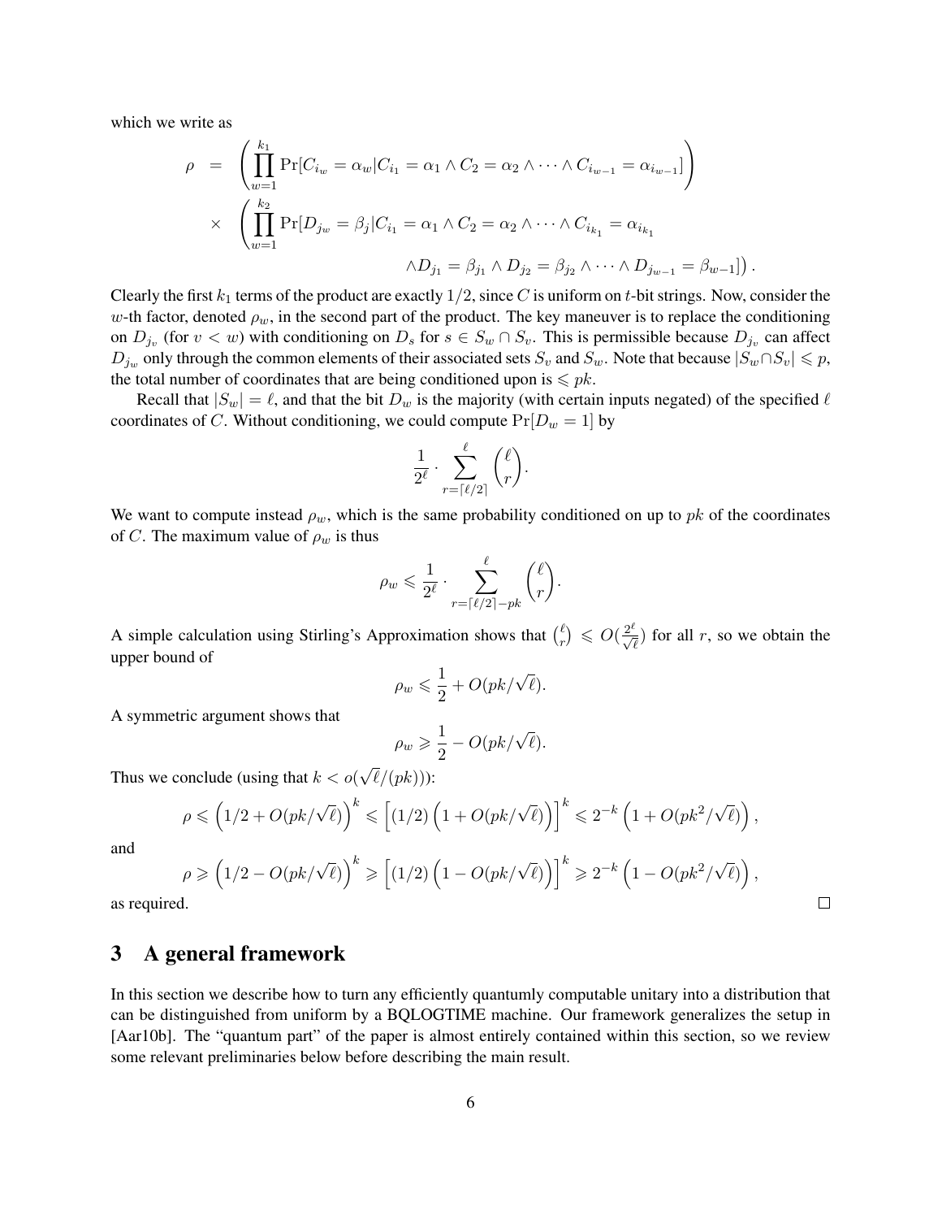which we write as

$$
\begin{aligned}
\rho \;\; &= \;\; \left( \prod_{w=1}^{k_1} \Pr[C_{i_w} = \alpha_w | C_{i_1} = \alpha_1 \wedge C_2 = \alpha_2 \wedge \cdots \wedge C_{i_{w-1}} = \alpha_{i_{w-1}}] \right) \\
&\times \;\; \left( \prod_{w=1}^{k_2} \Pr[D_{j_w} = \beta_j | C_{i_1} = \alpha_1 \wedge C_2 = \alpha_2 \wedge \cdots \wedge C_{i_{k_1}} = \alpha_{i_{k_1}} \right. \\
&\qquad\qquad\qquad\qquad \left. \wedge D_{j_1} = \beta_{j_1} \wedge D_{j_2} = \beta_{j_2} \wedge \cdots \wedge D_{j_{w-1}} = \beta_{w-1}] \right).
\end{aligned}
$$

Clearly the first $k_1$ terms of the product are exactly $1/2$, since $C$ is uniform on $t$-bit strings. Now, consider the $w$-th factor, denoted $\rho_w$, in the second part of the product. The key maneuver is to replace the conditioning on $D_{j_v}$ (for $v < w$) with conditioning on $D_s$ for $s \in S_w \cap S_v$. This is permissible because $D_{j_v}$ can affect $D_{j_w}$ only through the common elements of their associated sets $S_v$ and $S_w$. Note that because $|S_w \cap S_v| \leqslant p$, the total number of coordinates that are being conditioned upon is $\leqslant pk$.

Recall that $|S_w| = \ell$, and that the bit $D_w$ is the majority (with certain inputs negated) of the specified $\ell$ coordinates of $C$. Without conditioning, we could compute $\Pr[D_w = 1]$ by

$$
\frac{1}{2^\ell} \cdot \sum_{r=\lceil \ell/2 \rceil}^{\ell} \binom{\ell}{r}.
$$

We want to compute instead $\rho_w$, which is the same probability conditioned on up to $pk$ of the coordinates of $C$. The maximum value of $\rho_w$ is thus

$$
\rho_w \leqslant \frac{1}{2^\ell} \cdot \sum_{r=\lceil \ell/2 \rceil - pk}^{\ell} \binom{\ell}{r}.
$$

A simple calculation using Stirling's Approximation shows that $\binom{\ell}{r} \leqslant O(\frac{2^\ell}{\sqrt{\ell}})$ for all $r$, so we obtain the upper bound of

$$
\rho_w \leqslant \frac{1}{2} + O(pk/\sqrt{\ell}).
$$

A symmetric argument shows that

$$
\rho_w \geqslant \frac{1}{2} - O(pk/\sqrt{\ell}).
$$

Thus we conclude (using that $k < o(\sqrt{\ell}/(pk))$):

$$
\rho \leqslant \left(1/2 + O(pk/\sqrt{\ell})\right)^k \leqslant \left[(1/2)\left(1 + O(pk/\sqrt{\ell})\right)\right]^k \leqslant 2^{-k}\left(1 + O(pk^2/\sqrt{\ell})\right),
$$

and

$$
\rho \geqslant \left(1/2 - O(pk/\sqrt{\ell})\right)^k \geqslant \left[(1/2)\left(1 - O(pk/\sqrt{\ell})\right)\right]^k \geqslant 2^{-k}\left(1 - O(pk^2/\sqrt{\ell})\right),
$$

as required. □

## 3 A general framework

In this section we describe how to turn any efficiently quantumly computable unitary into a distribution that can be distinguished from uniform by a BQLOGTIME machine. Our framework generalizes the setup in [Aar10b]. The "quantum part" of the paper is almost entirely contained within this section, so we review some relevant preliminaries below before describing the main result.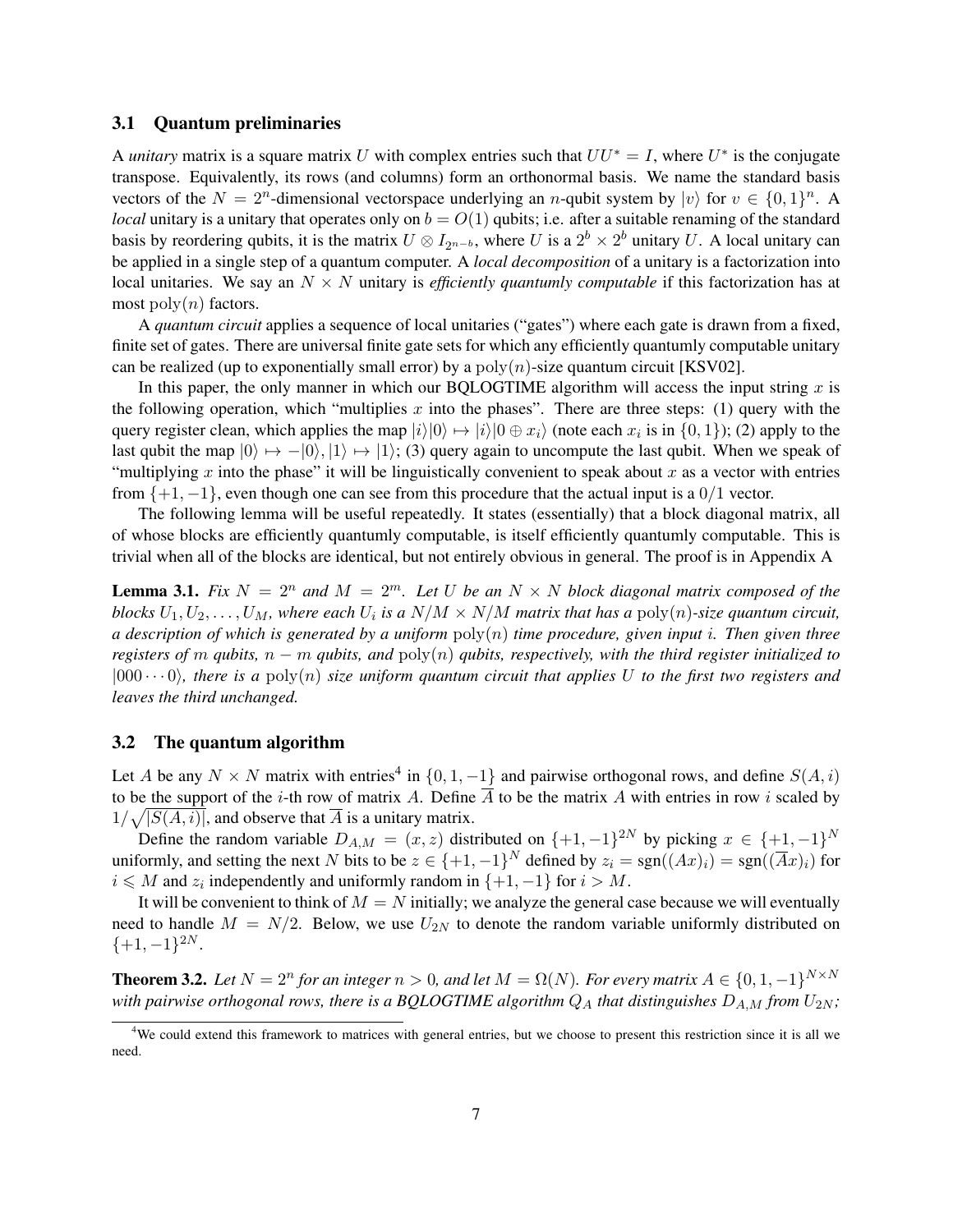### 3.1 Quantum preliminaries

A *unitary* matrix is a square matrix $U$ with complex entries such that $UU^* = I$, where $U^*$ is the conjugate transpose. Equivalently, its rows (and columns) form an orthonormal basis. We name the standard basis vectors of the $N = 2^n$-dimensional vectorspace underlying an $n$-qubit system by $|v\rangle$ for $v \in \{0,1\}^n$. A *local* unitary is a unitary that operates only on $b = O(1)$ qubits; i.e. after a suitable renaming of the standard basis by reordering qubits, it is the matrix $U \otimes I_{2^{n-b}}$, where $U$ is a $2^b \times 2^b$ unitary $U$. A local unitary can be applied in a single step of a quantum computer. A *local decomposition* of a unitary is a factorization into local unitaries. We say an $N \times N$ unitary is *efficiently quantumly computable* if this factorization has at most $\mathrm{poly}(n)$ factors.

A *quantum circuit* applies a sequence of local unitaries ("gates") where each gate is drawn from a fixed, finite set of gates. There are universal finite gate sets for which any efficiently quantumly computable unitary can be realized (up to exponentially small error) by a $\mathrm{poly}(n)$-size quantum circuit [KSV02].

In this paper, the only manner in which our BQLOGTIME algorithm will access the input string $x$ is the following operation, which "multiplies $x$ into the phases". There are three steps: (1) query with the query register clean, which applies the map $|i\rangle|0\rangle \mapsto |i\rangle|0 \oplus x_i\rangle$ (note each $x_i$ is in $\{0,1\}$); (2) apply to the last qubit the map $|0\rangle \mapsto -|0\rangle, |1\rangle \mapsto |1\rangle$; (3) query again to uncompute the last qubit. When we speak of "multiplying $x$ into the phase" it will be linguistically convenient to speak about $x$ as a vector with entries from $\{+1,-1\}$, even though one can see from this procedure that the actual input is a $0/1$ vector.

The following lemma will be useful repeatedly. It states (essentially) that a block diagonal matrix, all of whose blocks are efficiently quantumly computable, is itself efficiently quantumly computable. This is trivial when all of the blocks are identical, but not entirely obvious in general. The proof is in Appendix A

**Lemma 3.1.** *Fix $N = 2^n$ and $M = 2^m$. Let $U$ be an $N \times N$ block diagonal matrix composed of the blocks $U_1, U_2, \ldots, U_M$, where each $U_i$ is a $N/M \times N/M$ matrix that has a $\mathrm{poly}(n)$-size quantum circuit, a description of which is generated by a uniform $\mathrm{poly}(n)$ time procedure, given input $i$. Then given three registers of $m$ qubits, $n-m$ qubits, and $\mathrm{poly}(n)$ qubits, respectively, with the third register initialized to $|000\cdots 0\rangle$, there is a $\mathrm{poly}(n)$ size uniform quantum circuit that applies $U$ to the first two registers and leaves the third unchanged.*

### 3.2 The quantum algorithm

Let $A$ be any $N \times N$ matrix with entries[4] in $\{0,1,-1\}$ and pairwise orthogonal rows, and define $S(A,i)$ to be the support of the $i$-th row of matrix $A$. Define $\overline{A}$ to be the matrix $A$ with entries in row $i$ scaled by $1/\sqrt{|S(A,i)|}$, and observe that $\overline{A}$ is a unitary matrix.

Define the random variable $D_{A,M} = (x,z)$ distributed on $\{+1,-1\}^{2N}$ by picking $x \in \{+1,-1\}^N$ uniformly, and setting the next $N$ bits to be $z \in \{+1,-1\}^N$ defined by $z_i = \mathrm{sgn}((Ax)_i) = \mathrm{sgn}((\overline{A}x)_i)$ for $i \leqslant M$ and $z_i$ independently and uniformly random in $\{+1,-1\}$ for $i > M$.

It will be convenient to think of $M = N$ initially; we analyze the general case because we will eventually need to handle $M = N/2$. Below, we use $U_{2N}$ to denote the random variable uniformly distributed on $\{+1,-1\}^{2N}$.

**Theorem 3.2.** *Let $N = 2^n$ for an integer $n > 0$, and let $M = \Omega(N)$. For every matrix $A \in \{0,1,-1\}^{N\times N}$ with pairwise orthogonal rows, there is a BQLOGTIME algorithm $Q_A$ that distinguishes $D_{A,M}$ from $U_{2N}$;*

[4] We could extend this framework to matrices with general entries, but we choose to present this restriction since it is all we need.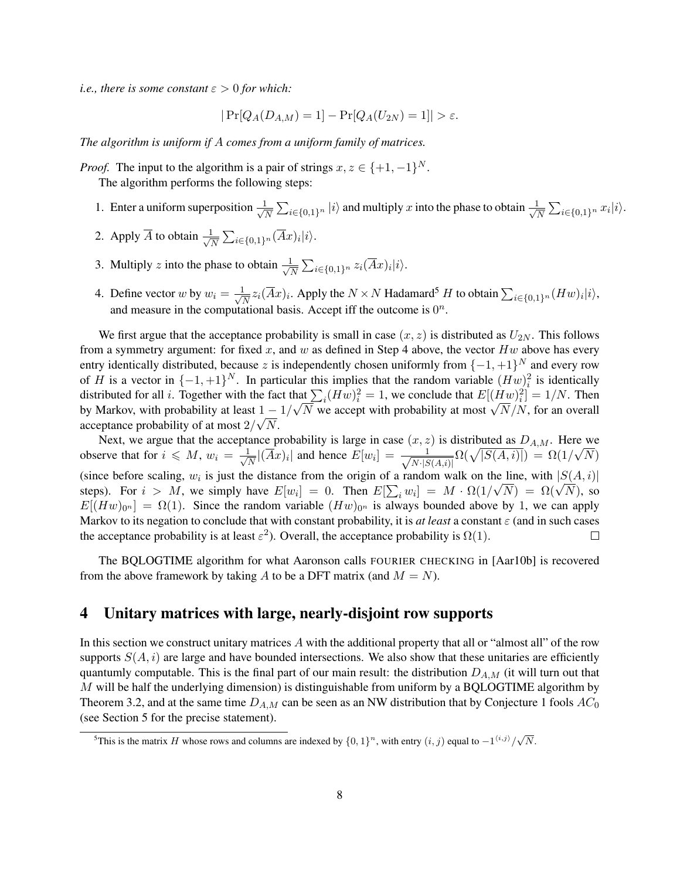*i.e., there is some constant $\varepsilon > 0$ for which:*

$$|\Pr[Q_A(D_{A,M}) = 1] - \Pr[Q_A(U_{2N}) = 1]| > \varepsilon.$$

*The algorithm is uniform if $A$ comes from a uniform family of matrices.*

*Proof.* The input to the algorithm is a pair of strings $x, z \in \{+1, -1\}^N$.

The algorithm performs the following steps:

1. Enter a uniform superposition $\frac{1}{\sqrt{N}} \sum_{i \in \{0,1\}^n} |i\rangle$ and multiply $x$ into the phase to obtain $\frac{1}{\sqrt{N}} \sum_{i \in \{0,1\}^n} x_i |i\rangle$.
2. Apply $\overline{A}$ to obtain $\frac{1}{\sqrt{N}} \sum_{i \in \{0,1\}^n} (\overline{A}x)_i |i\rangle$.
3. Multiply $z$ into the phase to obtain $\frac{1}{\sqrt{N}} \sum_{i \in \{0,1\}^n} z_i (\overline{A}x)_i |i\rangle$.
4. Define vector $w$ by $w_i = \frac{1}{\sqrt{N}} z_i (\overline{A}x)_i$. Apply the $N \times N$ Hadamard[5] $H$ to obtain $\sum_{i \in \{0,1\}^n} (Hw)_i |i\rangle$, and measure in the computational basis. Accept iff the outcome is $0^n$.

We first argue that the acceptance probability is small in case $(x, z)$ is distributed as $U_{2N}$. This follows from a symmetry argument: for fixed $x$, and $w$ as defined in Step 4 above, the vector $Hw$ above has every entry identically distributed, because $z$ is independently chosen uniformly from $\{-1, +1\}^N$ and every row of $H$ is a vector in $\{-1, +1\}^N$. In particular this implies that the random variable $(Hw)_i^2$ is identically distributed for all $i$. Together with the fact that $\sum_i (Hw)_i^2 = 1$, we conclude that $E[(Hw)_i^2] = 1/N$. Then by Markov, with probability at least $1 - 1/\sqrt{N}$ we accept with probability at most $\sqrt{N}/N$, for an overall acceptance probability of at most $2/\sqrt{N}$.

Next, we argue that the acceptance probability is large in case $(x, z)$ is distributed as $D_{A,M}$. Here we observe that for $i \leqslant M$, $w_i = \frac{1}{\sqrt{N}} |(\overline{A}x)_i|$ and hence $E[w_i] = \frac{1}{\sqrt{N \cdot |S(A,i)|}} \Omega(\sqrt{|S(A,i)|}) = \Omega(1/\sqrt{N})$ (since before scaling, $w_i$ is just the distance from the origin of a random walk on the line, with $|S(A,i)|$ steps). For $i > M$, we simply have $E[w_i] = 0$. Then $E[\sum_i w_i] = M \cdot \Omega(1/\sqrt{N}) = \Omega(\sqrt{N})$, so $E[(Hw)_{0^n}] = \Omega(1)$. Since the random variable $(Hw)_{0^n}$ is always bounded above by 1, we can apply Markov to its negation to conclude that with constant probability, it is *at least* a constant $\varepsilon$ (and in such cases the acceptance probability is at least $\varepsilon^2$). Overall, the acceptance probability is $\Omega(1)$. □

The BQLOGTIME algorithm for what Aaronson calls FOURIER CHECKING in [Aar10b] is recovered from the above framework by taking $A$ to be a DFT matrix (and $M = N$).

## 4 Unitary matrices with large, nearly-disjoint row supports

In this section we construct unitary matrices $A$ with the additional property that all or "almost all" of the row supports $S(A, i)$ are large and have bounded intersections. We also show that these unitaries are efficiently quantumly computable. This is the final part of our main result: the distribution $D_{A,M}$ (it will turn out that $M$ will be half the underlying dimension) is distinguishable from uniform by a BQLOGTIME algorithm by Theorem 3.2, and at the same time $D_{A,M}$ can be seen as an NW distribution that by Conjecture 1 fools $AC_0$ (see Section 5 for the precise statement).

[5] This is the matrix $H$ whose rows and columns are indexed by $\{0, 1\}^n$, with entry $(i, j)$ equal to $-1^{\langle i,j \rangle}/\sqrt{N}$.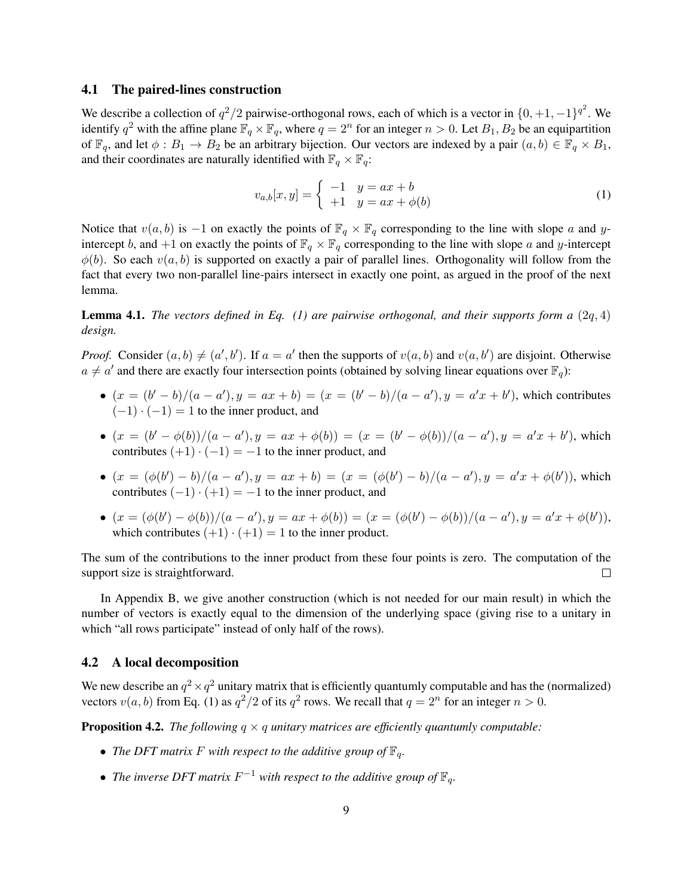### 4.1 The paired-lines construction

We describe a collection of $q^2/2$ pairwise-orthogonal rows, each of which is a vector in $\{0, +1, -1\}^{q^2}$. We identify $q^2$ with the affine plane $\mathbb{F}_q \times \mathbb{F}_q$, where $q = 2^n$ for an integer $n > 0$. Let $B_1, B_2$ be an equipartition of $\mathbb{F}_q$, and let $\phi : B_1 \to B_2$ be an arbitrary bijection. Our vectors are indexed by a pair $(a, b) \in \mathbb{F}_q \times B_1$, and their coordinates are naturally identified with $\mathbb{F}_q \times \mathbb{F}_q$:

$$v_{a,b}[x, y] = \begin{cases} -1 & y = ax + b \\ +1 & y = ax + \phi(b) \end{cases} \tag{1}$$

Notice that $v(a, b)$ is $-1$ on exactly the points of $\mathbb{F}_q \times \mathbb{F}_q$ corresponding to the line with slope $a$ and $y$-intercept $b$, and $+1$ on exactly the points of $\mathbb{F}_q \times \mathbb{F}_q$ corresponding to the line with slope $a$ and $y$-intercept $\phi(b)$. So each $v(a, b)$ is supported on exactly a pair of parallel lines. Orthogonality will follow from the fact that every two non-parallel line-pairs intersect in exactly one point, as argued in the proof of the next lemma.

**Lemma 4.1.** *The vectors defined in Eq. (1) are pairwise orthogonal, and their supports form a $(2q, 4)$ design.*

*Proof.* Consider $(a, b) \neq (a', b')$. If $a = a'$ then the supports of $v(a, b)$ and $v(a, b')$ are disjoint. Otherwise $a \neq a'$ and there are exactly four intersection points (obtained by solving linear equations over $\mathbb{F}_q$):

- $(x = (b' - b)/(a - a'), y = ax + b) = (x = (b' - b)/(a - a'), y = a'x + b')$, which contributes $(-1) \cdot (-1) = 1$ to the inner product, and
- $(x = (b' - \phi(b))/(a - a'), y = ax + \phi(b)) = (x = (b' - \phi(b))/(a - a'), y = a'x + b')$, which contributes $(+1) \cdot (-1) = -1$ to the inner product, and
- $(x = (\phi(b') - b)/(a - a'), y = ax + b) = (x = (\phi(b') - b)/(a - a'), y = a'x + \phi(b'))$, which contributes $(-1) \cdot (+1) = -1$ to the inner product, and
- $(x = (\phi(b') - \phi(b))/(a - a'), y = ax + \phi(b)) = (x = (\phi(b') - \phi(b))/(a - a'), y = a'x + \phi(b'))$, which contributes $(+1) \cdot (+1) = 1$ to the inner product.

The sum of the contributions to the inner product from these four points is zero. The computation of the support size is straightforward. $\square$

In Appendix B, we give another construction (which is not needed for our main result) in which the number of vectors is exactly equal to the dimension of the underlying space (giving rise to a unitary in which "all rows participate" instead of only half of the rows).

### 4.2 A local decomposition

We new describe an $q^2 \times q^2$ unitary matrix that is efficiently quantumly computable and has the (normalized) vectors $v(a, b)$ from Eq. (1) as $q^2/2$ of its $q^2$ rows. We recall that $q = 2^n$ for an integer $n > 0$.

**Proposition 4.2.** *The following $q \times q$ unitary matrices are efficiently quantumly computable:*

- *The DFT matrix $F$ with respect to the additive group of $\mathbb{F}_q$.*
- *The inverse DFT matrix $F^{-1}$ with respect to the additive group of $\mathbb{F}_q$.*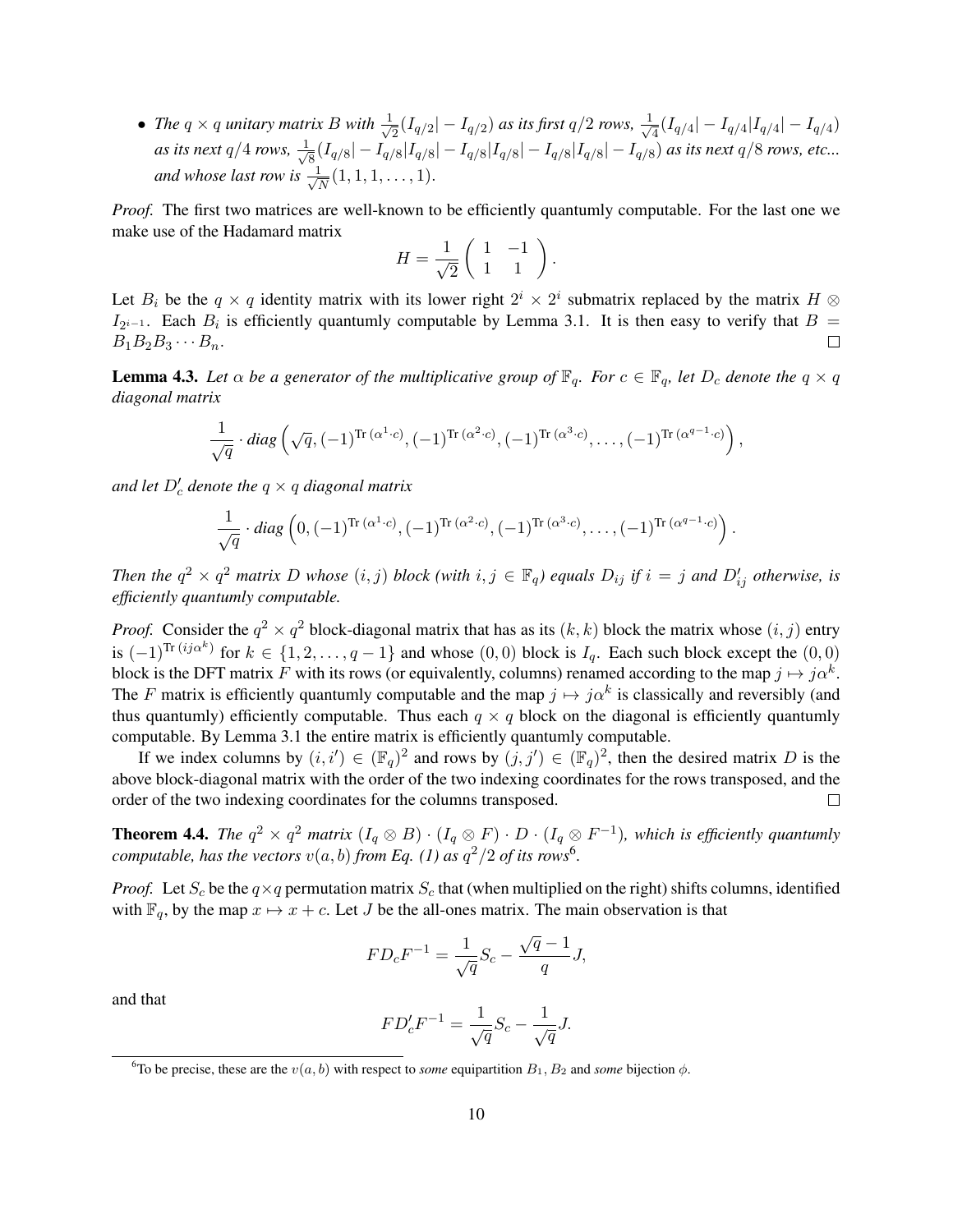- *The $q \times q$ unitary matrix $B$ with $\frac{1}{\sqrt{2}}(I_{q/2}| - I_{q/2})$ as its first $q/2$ rows, $\frac{1}{\sqrt{4}}(I_{q/4}| - I_{q/4}|I_{q/4}| - I_{q/4})$ as its next $q/4$ rows, $\frac{1}{\sqrt{8}}(I_{q/8}| - I_{q/8}|I_{q/8}| - I_{q/8}|I_{q/8}| - I_{q/8}|I_{q/8}| - I_{q/8})$ as its next $q/8$ rows, etc... and whose last row is $\frac{1}{\sqrt{N}}(1, 1, 1, \ldots, 1)$.*

*Proof.* The first two matrices are well-known to be efficiently quantumly computable. For the last one we make use of the Hadamard matrix

$$H = \frac{1}{\sqrt{2}} \begin{pmatrix} 1 & -1 \\ 1 & 1 \end{pmatrix}.$$

Let $B_i$ be the $q \times q$ identity matrix with its lower right $2^i \times 2^i$ submatrix replaced by the matrix $H \otimes I_{2^{i-1}}$. Each $B_i$ is efficiently quantumly computable by Lemma 3.1. It is then easy to verify that $B = B_1 B_2 B_3 \cdots B_n$. ∎

**Lemma 4.3.** *Let $\alpha$ be a generator of the multiplicative group of $\mathbb{F}_q$. For $c \in \mathbb{F}_q$, let $D_c$ denote the $q \times q$ diagonal matrix*

$$\frac{1}{\sqrt{q}} \cdot diag\left(\sqrt{q}, (-1)^{\mathrm{Tr}\,(\alpha^1 \cdot c)}, (-1)^{\mathrm{Tr}\,(\alpha^2 \cdot c)}, (-1)^{\mathrm{Tr}\,(\alpha^3 \cdot c)}, \ldots, (-1)^{\mathrm{Tr}\,(\alpha^{q-1} \cdot c)}\right),$$

*and let $D'_c$ denote the $q \times q$ diagonal matrix*

$$\frac{1}{\sqrt{q}} \cdot diag\left(0, (-1)^{\mathrm{Tr}\,(\alpha^1 \cdot c)}, (-1)^{\mathrm{Tr}\,(\alpha^2 \cdot c)}, (-1)^{\mathrm{Tr}\,(\alpha^3 \cdot c)}, \ldots, (-1)^{\mathrm{Tr}\,(\alpha^{q-1} \cdot c)}\right).$$

*Then the $q^2 \times q^2$ matrix $D$ whose $(i, j)$ block (with $i, j \in \mathbb{F}_q$) equals $D_{ij}$ if $i = j$ and $D'_{ij}$ otherwise, is efficiently quantumly computable.*

*Proof.* Consider the $q^2 \times q^2$ block-diagonal matrix that has as its $(k, k)$ block the matrix whose $(i, j)$ entry is $(-1)^{\mathrm{Tr}\,(ij\alpha^k)}$ for $k \in \{1, 2, \ldots, q-1\}$ and whose $(0, 0)$ block is $I_q$. Each such block except the $(0, 0)$ block is the DFT matrix $F$ with its rows (or equivalently, columns) renamed according to the map $j \mapsto j\alpha^k$. The $F$ matrix is efficiently quantumly computable and the map $j \mapsto j\alpha^k$ is classically and reversibly (and thus quantumly) efficiently computable. Thus each $q \times q$ block on the diagonal is efficiently quantumly computable. By Lemma 3.1 the entire matrix is efficiently quantumly computable.

If we index columns by $(i, i') \in (\mathbb{F}_q)^2$ and rows by $(j, j') \in (\mathbb{F}_q)^2$, then the desired matrix $D$ is the above block-diagonal matrix with the order of the two indexing coordinates for the rows transposed, and the order of the two indexing coordinates for the columns transposed. ∎

**Theorem 4.4.** *The $q^2 \times q^2$ matrix $(I_q \otimes B) \cdot (I_q \otimes F) \cdot D \cdot (I_q \otimes F^{-1})$, which is efficiently quantumly computable, has the vectors $v(a, b)$ from Eq. (1) as $q^2/2$ of its rows*[6].

*Proof.* Let $S_c$ be the $q \times q$ permutation matrix $S_c$ that (when multiplied on the right) shifts columns, identified with $\mathbb{F}_q$, by the map $x \mapsto x + c$. Let $J$ be the all-ones matrix. The main observation is that

$$F D_c F^{-1} = \frac{1}{\sqrt{q}} S_c - \frac{\sqrt{q} - 1}{q} J,$$

and that

$$F D'_c F^{-1} = \frac{1}{\sqrt{q}} S_c - \frac{1}{\sqrt{q}} J.$$

[6] To be precise, these are the $v(a, b)$ with respect to *some* equipartition $B_1, B_2$ and *some* bijection $\phi$.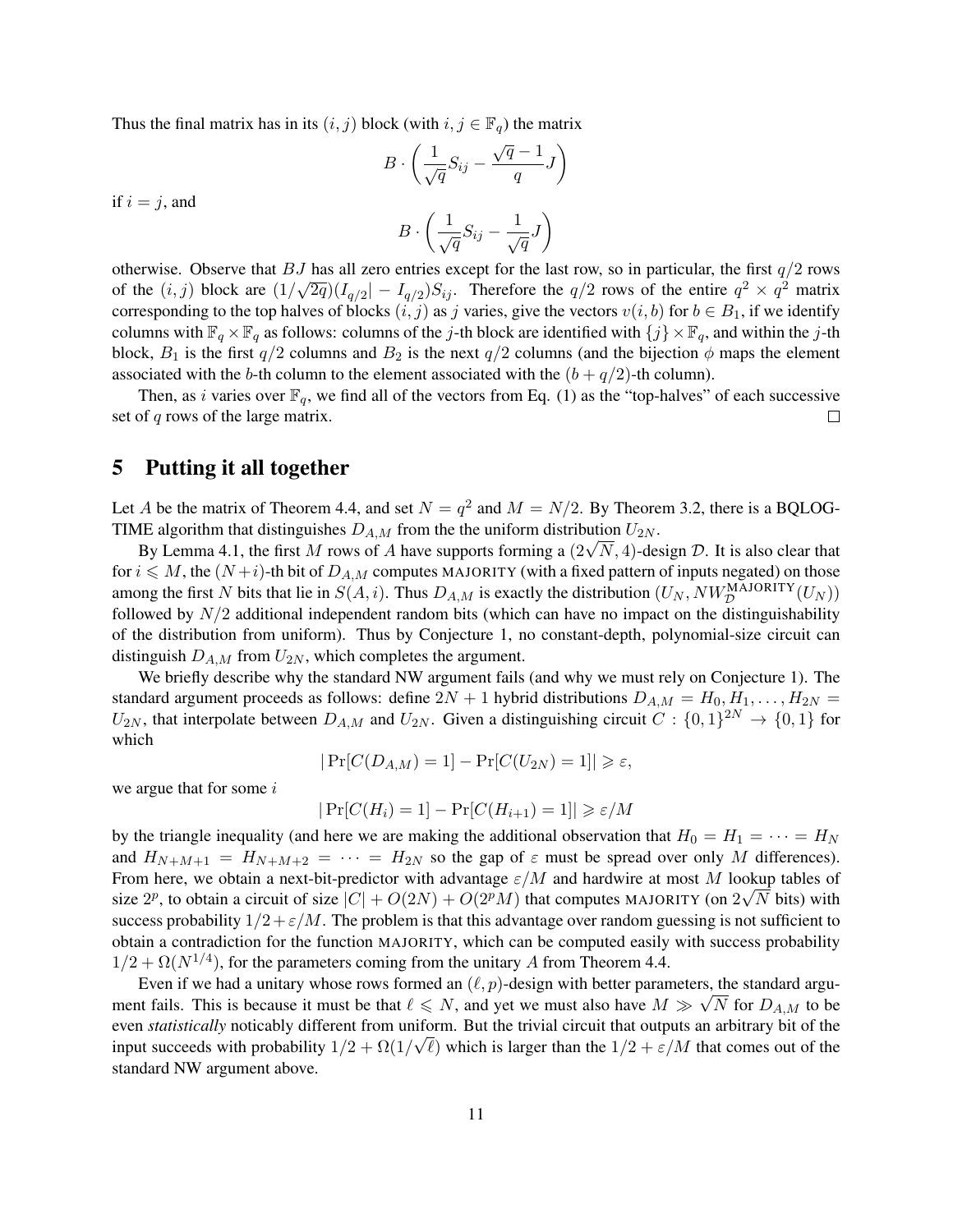Thus the final matrix has in its $(i, j)$ block (with $i, j \in \mathbb{F}_q$) the matrix

$$B \cdot \left( \frac{1}{\sqrt{q}} S_{ij} - \frac{\sqrt{q}-1}{q} J \right)$$

if $i = j$, and

$$B \cdot \left( \frac{1}{\sqrt{q}} S_{ij} - \frac{1}{\sqrt{q}} J \right)$$

otherwise. Observe that $BJ$ has all zero entries except for the last row, so in particular, the first $q/2$ rows of the $(i, j)$ block are $(1/\sqrt{2q})(I_{q/2}| - I_{q/2})S_{ij}$. Therefore the $q/2$ rows of the entire $q^2 \times q^2$ matrix corresponding to the top halves of blocks $(i, j)$ as $j$ varies, give the vectors $v(i, b)$ for $b \in B_1$, if we identify columns with $\mathbb{F}_q \times \mathbb{F}_q$ as follows: columns of the $j$-th block are identified with $\{j\} \times \mathbb{F}_q$, and within the $j$-th block, $B_1$ is the first $q/2$ columns and $B_2$ is the next $q/2$ columns (and the bijection $\phi$ maps the element associated with the $b$-th column to the element associated with the $(b + q/2)$-th column).

Then, as $i$ varies over $\mathbb{F}_q$, we find all of the vectors from Eq. (1) as the "top-halves" of each successive set of $q$ rows of the large matrix. □

## 5 Putting it all together

Let $A$ be the matrix of Theorem 4.4, and set $N = q^2$ and $M = N/2$. By Theorem 3.2, there is a BQLOG-TIME algorithm that distinguishes $D_{A,M}$ from the the uniform distribution $U_{2N}$.

By Lemma 4.1, the first $M$ rows of $A$ have supports forming a $(2\sqrt{N}, 4)$-design $\mathcal{D}$. It is also clear that for $i \leqslant M$, the $(N+i)$-th bit of $D_{A,M}$ computes MAJORITY (with a fixed pattern of inputs negated) on those among the first $N$ bits that lie in $S(A, i)$. Thus $D_{A,M}$ is exactly the distribution $(U_N, NW_{\mathcal{D}}^{\text{MAJORITY}}(U_N))$ followed by $N/2$ additional independent random bits (which can have no impact on the distinguishability of the distribution from uniform). Thus by Conjecture 1, no constant-depth, polynomial-size circuit can distinguish $D_{A,M}$ from $U_{2N}$, which completes the argument.

We briefly describe why the standard NW argument fails (and why we must rely on Conjecture 1). The standard argument proceeds as follows: define $2N + 1$ hybrid distributions $D_{A,M} = H_0, H_1, \ldots, H_{2N} = U_{2N}$, that interpolate between $D_{A,M}$ and $U_{2N}$. Given a distinguishing circuit $C : \{0,1\}^{2N} \to \{0,1\}$ for which

$$|\Pr[C(D_{A,M}) = 1] - \Pr[C(U_{2N}) = 1]| \geqslant \varepsilon,$$

we argue that for some $i$

$$|\Pr[C(H_i) = 1] - \Pr[C(H_{i+1}) = 1]| \geqslant \varepsilon/M$$

by the triangle inequality (and here we are making the additional observation that $H_0 = H_1 = \cdots = H_N$ and $H_{N+M+1} = H_{N+M+2} = \cdots = H_{2N}$ so the gap of $\varepsilon$ must be spread over only $M$ differences). From here, we obtain a next-bit-predictor with advantage $\varepsilon/M$ and hardwire at most $M$ lookup tables of size $2^p$, to obtain a circuit of size $|C| + O(2N) + O(2^p M)$ that computes MAJORITY (on $2\sqrt{N}$ bits) with success probability $1/2 + \varepsilon/M$. The problem is that this advantage over random guessing is not sufficient to obtain a contradiction for the function MAJORITY, which can be computed easily with success probability $1/2 + \Omega(N^{1/4})$, for the parameters coming from the unitary $A$ from Theorem 4.4.

Even if we had a unitary whose rows formed an $(\ell, p)$-design with better parameters, the standard argument fails. This is because it must be that $\ell \leqslant N$, and yet we must also have $M \gg \sqrt{N}$ for $D_{A,M}$ to be even *statistically* noticably different from uniform. But the trivial circuit that outputs an arbitrary bit of the input succeeds with probability $1/2 + \Omega(1/\sqrt{\ell})$ which is larger than the $1/2 + \varepsilon/M$ that comes out of the standard NW argument above.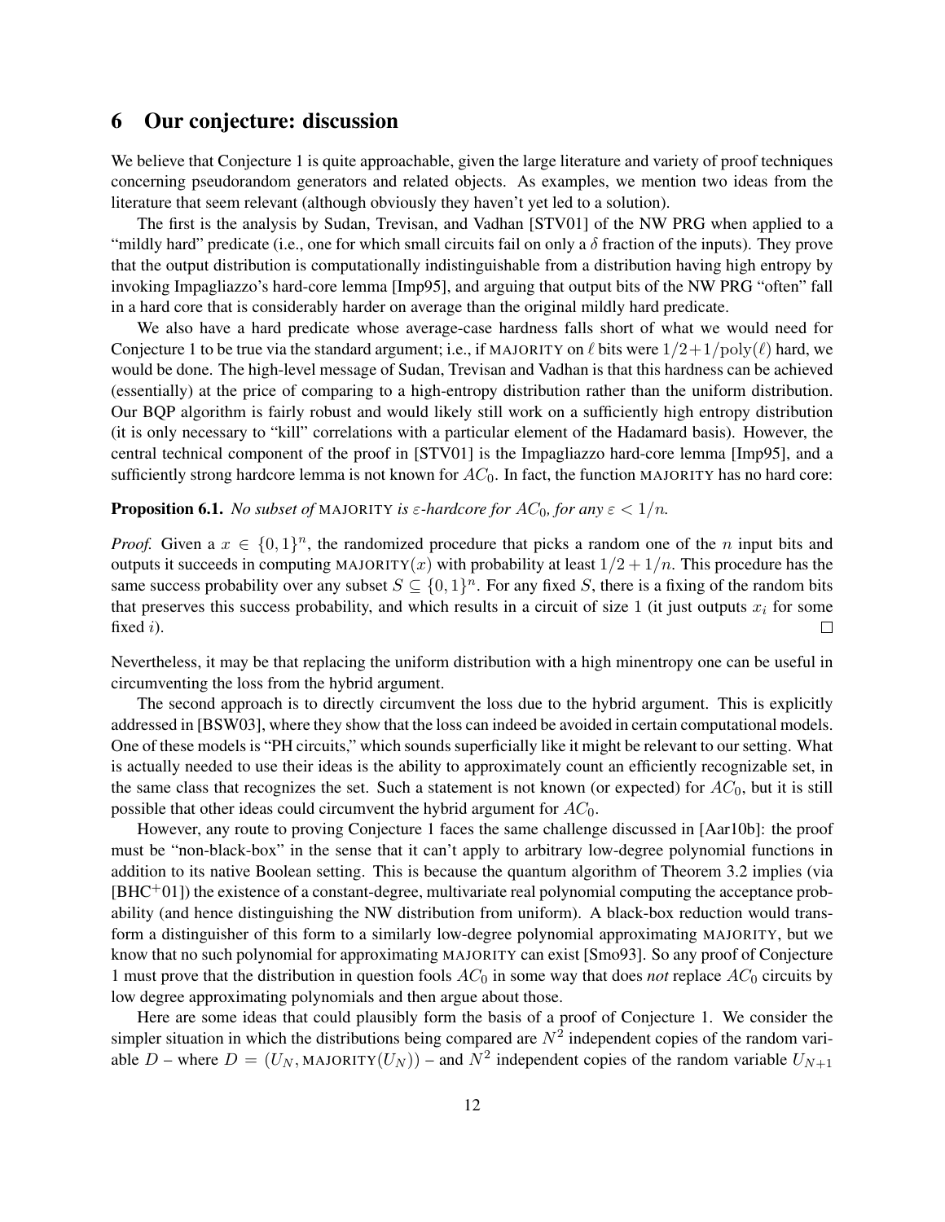## 6 Our conjecture: discussion

We believe that Conjecture 1 is quite approachable, given the large literature and variety of proof techniques concerning pseudorandom generators and related objects. As examples, we mention two ideas from the literature that seem relevant (although obviously they haven't yet led to a solution).

The first is the analysis by Sudan, Trevisan, and Vadhan [STV01] of the NW PRG when applied to a "mildly hard" predicate (i.e., one for which small circuits fail on only a $\delta$ fraction of the inputs). They prove that the output distribution is computationally indistinguishable from a distribution having high entropy by invoking Impagliazzo's hard-core lemma [Imp95], and arguing that output bits of the NW PRG "often" fall in a hard core that is considerably harder on average than the original mildly hard predicate.

We also have a hard predicate whose average-case hardness falls short of what we would need for Conjecture 1 to be true via the standard argument; i.e., if MAJORITY on $\ell$ bits were $1/2 + 1/\mathrm{poly}(\ell)$ hard, we would be done. The high-level message of Sudan, Trevisan and Vadhan is that this hardness can be achieved (essentially) at the price of comparing to a high-entropy distribution rather than the uniform distribution. Our BQP algorithm is fairly robust and would likely still work on a sufficiently high entropy distribution (it is only necessary to "kill" correlations with a particular element of the Hadamard basis). However, the central technical component of the proof in [STV01] is the Impagliazzo hard-core lemma [Imp95], and a sufficiently strong hardcore lemma is not known for $AC_0$. In fact, the function MAJORITY has no hard core:

**Proposition 6.1.** *No subset of* MAJORITY *is $\varepsilon$-hardcore for $AC_0$, for any $\varepsilon < 1/n$.*

*Proof.* Given a $x \in \{0,1\}^n$, the randomized procedure that picks a random one of the $n$ input bits and outputs it succeeds in computing MAJORITY$(x)$ with probability at least $1/2 + 1/n$. This procedure has the same success probability over any subset $S \subseteq \{0,1\}^n$. For any fixed $S$, there is a fixing of the random bits that preserves this success probability, and which results in a circuit of size 1 (it just outputs $x_i$ for some fixed $i$). $\square$

Nevertheless, it may be that replacing the uniform distribution with a high minentropy one can be useful in circumventing the loss from the hybrid argument.

The second approach is to directly circumvent the loss due to the hybrid argument. This is explicitly addressed in [BSW03], where they show that the loss can indeed be avoided in certain computational models. One of these models is "PH circuits," which sounds superficially like it might be relevant to our setting. What is actually needed to use their ideas is the ability to approximately count an efficiently recognizable set, in the same class that recognizes the set. Such a statement is not known (or expected) for $AC_0$, but it is still possible that other ideas could circumvent the hybrid argument for $AC_0$.

However, any route to proving Conjecture 1 faces the same challenge discussed in [Aar10b]: the proof must be "non-black-box" in the sense that it can't apply to arbitrary low-degree polynomial functions in addition to its native Boolean setting. This is because the quantum algorithm of Theorem 3.2 implies (via [BHC+01]) the existence of a constant-degree, multivariate real polynomial computing the acceptance probability (and hence distinguishing the NW distribution from uniform). A black-box reduction would transform a distinguisher of this form to a similarly low-degree polynomial approximating MAJORITY, but we know that no such polynomial for approximating MAJORITY can exist [Smo93]. So any proof of Conjecture 1 must prove that the distribution in question fools $AC_0$ in some way that does *not* replace $AC_0$ circuits by low degree approximating polynomials and then argue about those.

Here are some ideas that could plausibly form the basis of a proof of Conjecture 1. We consider the simpler situation in which the distributions being compared are $N^2$ independent copies of the random variable $D$ – where $D = (U_N, \text{MAJORITY}(U_N))$ – and $N^2$ independent copies of the random variable $U_{N+1}$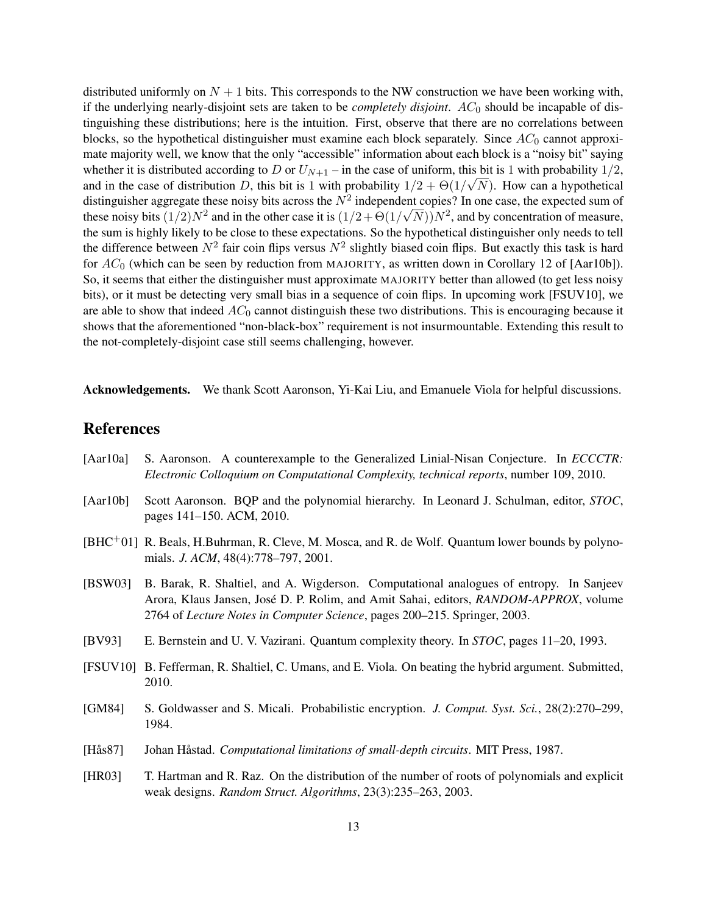distributed uniformly on $N+1$ bits. This corresponds to the NW construction we have been working with, if the underlying nearly-disjoint sets are taken to be *completely disjoint*. $AC_0$ should be incapable of distinguishing these distributions; here is the intuition. First, observe that there are no correlations between blocks, so the hypothetical distinguisher must examine each block separately. Since $AC_0$ cannot approximate majority well, we know that the only "accessible" information about each block is a "noisy bit" saying whether it is distributed according to $D$ or $U_{N+1}$ – in the case of uniform, this bit is 1 with probability $1/2$, and in the case of distribution $D$, this bit is 1 with probability $1/2 + \Theta(1/\sqrt{N})$. How can a hypothetical distinguisher aggregate these noisy bits across the $N^2$ independent copies? In one case, the expected sum of these noisy bits $(1/2)N^2$ and in the other case it is $(1/2+\Theta(1/\sqrt{N}))N^2$, and by concentration of measure, the sum is highly likely to be close to these expectations. So the hypothetical distinguisher only needs to tell the difference between $N^2$ fair coin flips versus $N^2$ slightly biased coin flips. But exactly this task is hard for $AC_0$ (which can be seen by reduction from MAJORITY, as written down in Corollary 12 of [Aar10b]). So, it seems that either the distinguisher must approximate MAJORITY better than allowed (to get less noisy bits), or it must be detecting very small bias in a sequence of coin flips. In upcoming work [FSUV10], we are able to show that indeed $AC_0$ cannot distinguish these two distributions. This is encouraging because it shows that the aforementioned "non-black-box" requirement is not insurmountable. Extending this result to the not-completely-disjoint case still seems challenging, however.

**Acknowledgements.** We thank Scott Aaronson, Yi-Kai Liu, and Emanuele Viola for helpful discussions.

# References

[Aar10a] S. Aaronson. A counterexample to the Generalized Linial-Nisan Conjecture. In *ECCCTR: Electronic Colloquium on Computational Complexity, technical reports*, number 109, 2010.

[Aar10b] Scott Aaronson. BQP and the polynomial hierarchy. In Leonard J. Schulman, editor, *STOC*, pages 141–150. ACM, 2010.

[BHC+01] R. Beals, H.Buhrman, R. Cleve, M. Mosca, and R. de Wolf. Quantum lower bounds by polynomials. *J. ACM*, 48(4):778–797, 2001.

[BSW03] B. Barak, R. Shaltiel, and A. Wigderson. Computational analogues of entropy. In Sanjeev Arora, Klaus Jansen, José D. P. Rolim, and Amit Sahai, editors, *RANDOM-APPROX*, volume 2764 of *Lecture Notes in Computer Science*, pages 200–215. Springer, 2003.

[BV93] E. Bernstein and U. V. Vazirani. Quantum complexity theory. In *STOC*, pages 11–20, 1993.

[FSUV10] B. Fefferman, R. Shaltiel, C. Umans, and E. Viola. On beating the hybrid argument. Submitted, 2010.

[GM84] S. Goldwasser and S. Micali. Probabilistic encryption. *J. Comput. Syst. Sci.*, 28(2):270–299, 1984.

[Hås87] Johan Håstad. *Computational limitations of small-depth circuits*. MIT Press, 1987.

[HR03] T. Hartman and R. Raz. On the distribution of the number of roots of polynomials and explicit weak designs. *Random Struct. Algorithms*, 23(3):235–263, 2003.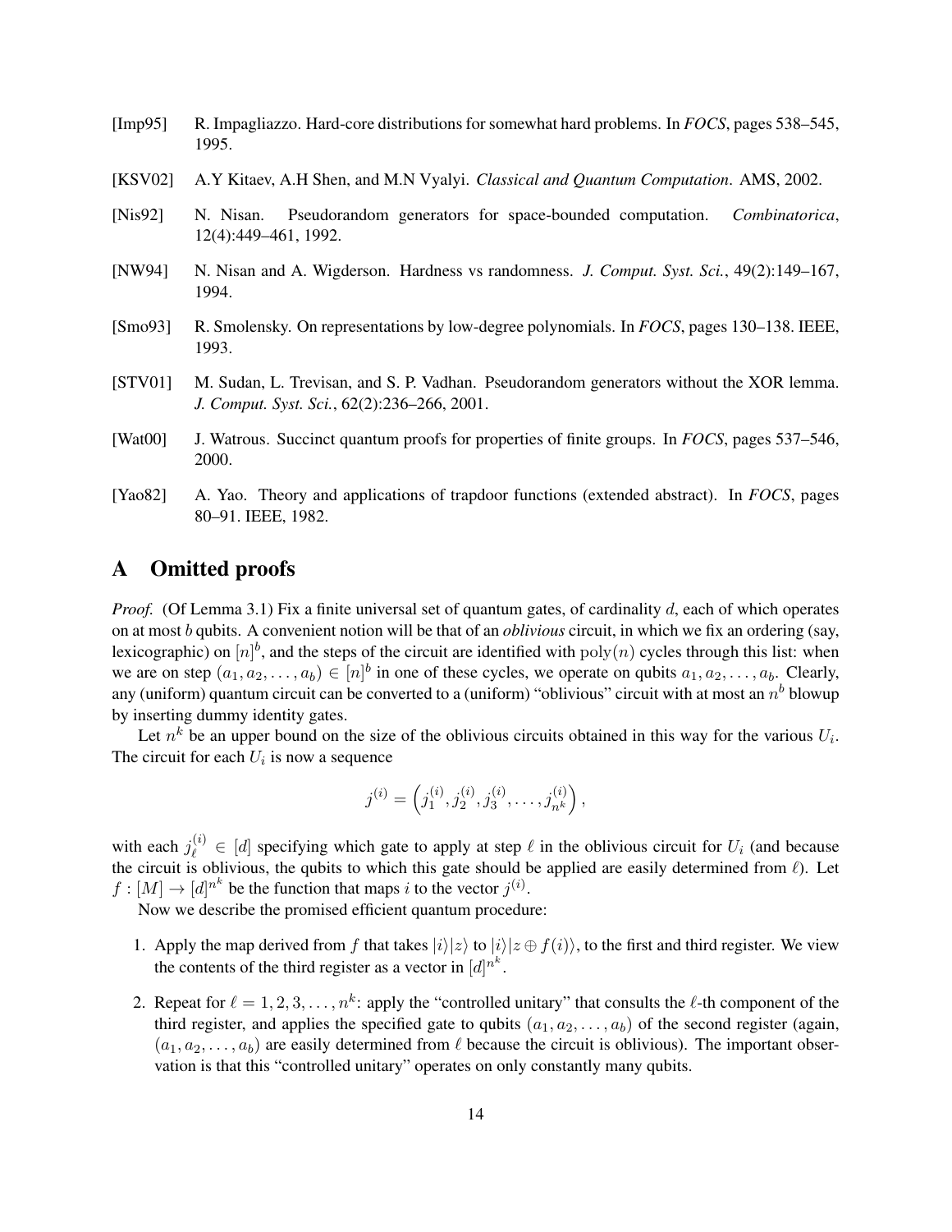[Imp95] R. Impagliazzo. Hard-core distributions for somewhat hard problems. In *FOCS*, pages 538–545, 1995.

[KSV02] A.Y Kitaev, A.H Shen, and M.N Vyalyi. *Classical and Quantum Computation*. AMS, 2002.

[Nis92] N. Nisan. Pseudorandom generators for space-bounded computation. *Combinatorica*, 12(4):449–461, 1992.

[NW94] N. Nisan and A. Wigderson. Hardness vs randomness. *J. Comput. Syst. Sci.*, 49(2):149–167, 1994.

[Smo93] R. Smolensky. On representations by low-degree polynomials. In *FOCS*, pages 130–138. IEEE, 1993.

[STV01] M. Sudan, L. Trevisan, and S. P. Vadhan. Pseudorandom generators without the XOR lemma. *J. Comput. Syst. Sci.*, 62(2):236–266, 2001.

[Wat00] J. Watrous. Succinct quantum proofs for properties of finite groups. In *FOCS*, pages 537–546, 2000.

[Yao82] A. Yao. Theory and applications of trapdoor functions (extended abstract). In *FOCS*, pages 80–91. IEEE, 1982.

# A Omitted proofs

*Proof.* (Of Lemma 3.1) Fix a finite universal set of quantum gates, of cardinality $d$, each of which operates on at most $b$ qubits. A convenient notion will be that of an *oblivious* circuit, in which we fix an ordering (say, lexicographic) on $[n]^b$, and the steps of the circuit are identified with $\mathrm{poly}(n)$ cycles through this list: when we are on step $(a_1, a_2, \ldots, a_b) \in [n]^b$ in one of these cycles, we operate on qubits $a_1, a_2, \ldots, a_b$. Clearly, any (uniform) quantum circuit can be converted to a (uniform) "oblivious" circuit with at most an $n^b$ blowup by inserting dummy identity gates.

Let $n^k$ be an upper bound on the size of the oblivious circuits obtained in this way for the various $U_i$. The circuit for each $U_i$ is now a sequence

$$j^{(i)} = \left(j_1^{(i)}, j_2^{(i)}, j_3^{(i)}, \ldots, j_{n^k}^{(i)}\right),$$

with each $j_\ell^{(i)} \in [d]$ specifying which gate to apply at step $\ell$ in the oblivious circuit for $U_i$ (and because the circuit is oblivious, the qubits to which this gate should be applied are easily determined from $\ell$). Let $f : [M] \to [d]^{n^k}$ be the function that maps $i$ to the vector $j^{(i)}$.

Now we describe the promised efficient quantum procedure:

1. Apply the map derived from $f$ that takes $|i\rangle|z\rangle$ to $|i\rangle|z \oplus f(i)\rangle$, to the first and third register. We view the contents of the third register as a vector in $[d]^{n^k}$.
2. Repeat for $\ell = 1, 2, 3, \ldots, n^k$: apply the "controlled unitary" that consults the $\ell$-th component of the third register, and applies the specified gate to qubits $(a_1, a_2, \ldots, a_b)$ of the second register (again, $(a_1, a_2, \ldots, a_b)$ are easily determined from $\ell$ because the circuit is oblivious). The important observation is that this "controlled unitary" operates on only constantly many qubits.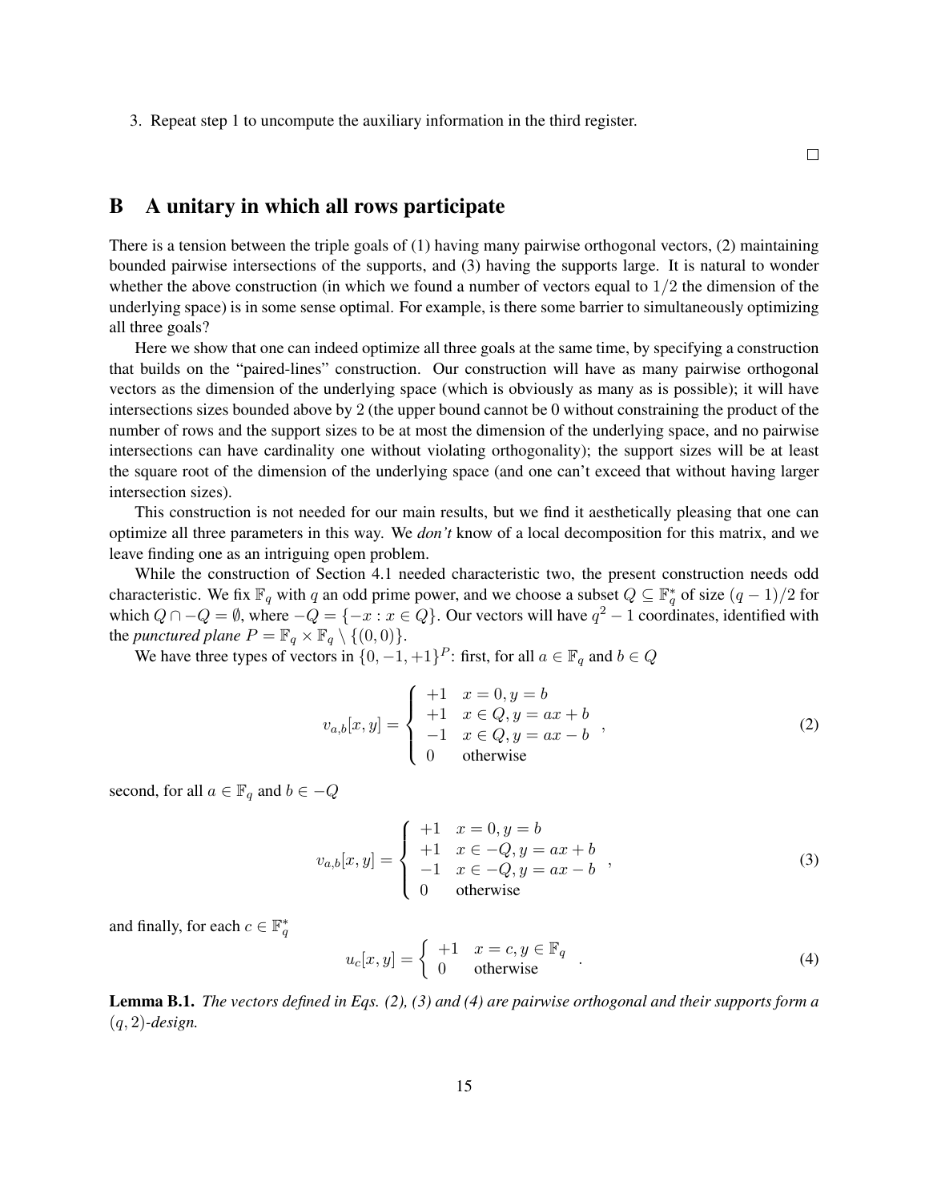3. Repeat step 1 to uncompute the auxiliary information in the third register.

□

## B A unitary in which all rows participate

There is a tension between the triple goals of (1) having many pairwise orthogonal vectors, (2) maintaining bounded pairwise intersections of the supports, and (3) having the supports large. It is natural to wonder whether the above construction (in which we found a number of vectors equal to $1/2$ the dimension of the underlying space) is in some sense optimal. For example, is there some barrier to simultaneously optimizing all three goals?

Here we show that one can indeed optimize all three goals at the same time, by specifying a construction that builds on the "paired-lines" construction. Our construction will have as many pairwise orthogonal vectors as the dimension of the underlying space (which is obviously as many as is possible); it will have intersections sizes bounded above by 2 (the upper bound cannot be 0 without constraining the product of the number of rows and the support sizes to be at most the dimension of the underlying space, and no pairwise intersections can have cardinality one without violating orthogonality); the support sizes will be at least the square root of the dimension of the underlying space (and one can't exceed that without having larger intersection sizes).

This construction is not needed for our main results, but we find it aesthetically pleasing that one can optimize all three parameters in this way. We *don't* know of a local decomposition for this matrix, and we leave finding one as an intriguing open problem.

While the construction of Section 4.1 needed characteristic two, the present construction needs odd characteristic. We fix $\mathbb{F}_q$ with $q$ an odd prime power, and we choose a subset $Q \subseteq \mathbb{F}_q^*$ of size $(q-1)/2$ for which $Q \cap -Q = \emptyset$, where $-Q = \{-x : x \in Q\}$. Our vectors will have $q^2 - 1$ coordinates, identified with the *punctured plane* $P = \mathbb{F}_q \times \mathbb{F}_q \setminus \{(0,0)\}$.

We have three types of vectors in $\{0, -1, +1\}^P$: first, for all $a \in \mathbb{F}_q$ and $b \in Q$

$$v_{a,b}[x,y] = \begin{cases} +1 & x = 0, y = b \\ +1 & x \in Q, y = ax + b \\ -1 & x \in Q, y = ax - b \\ 0 & \text{otherwise} \end{cases}, \tag{2}$$

second, for all $a \in \mathbb{F}_q$ and $b \in -Q$

$$v_{a,b}[x,y] = \begin{cases} +1 & x = 0, y = b \\ +1 & x \in -Q, y = ax + b \\ -1 & x \in -Q, y = ax - b \\ 0 & \text{otherwise} \end{cases}, \tag{3}$$

and finally, for each $c \in \mathbb{F}_q^*$

$$u_c[x,y] = \begin{cases} +1 & x = c, y \in \mathbb{F}_q \\ 0 & \text{otherwise} \end{cases}. \tag{4}$$

**Lemma B.1.** *The vectors defined in Eqs. (2), (3) and (4) are pairwise orthogonal and their supports form a $(q, 2)$-design.*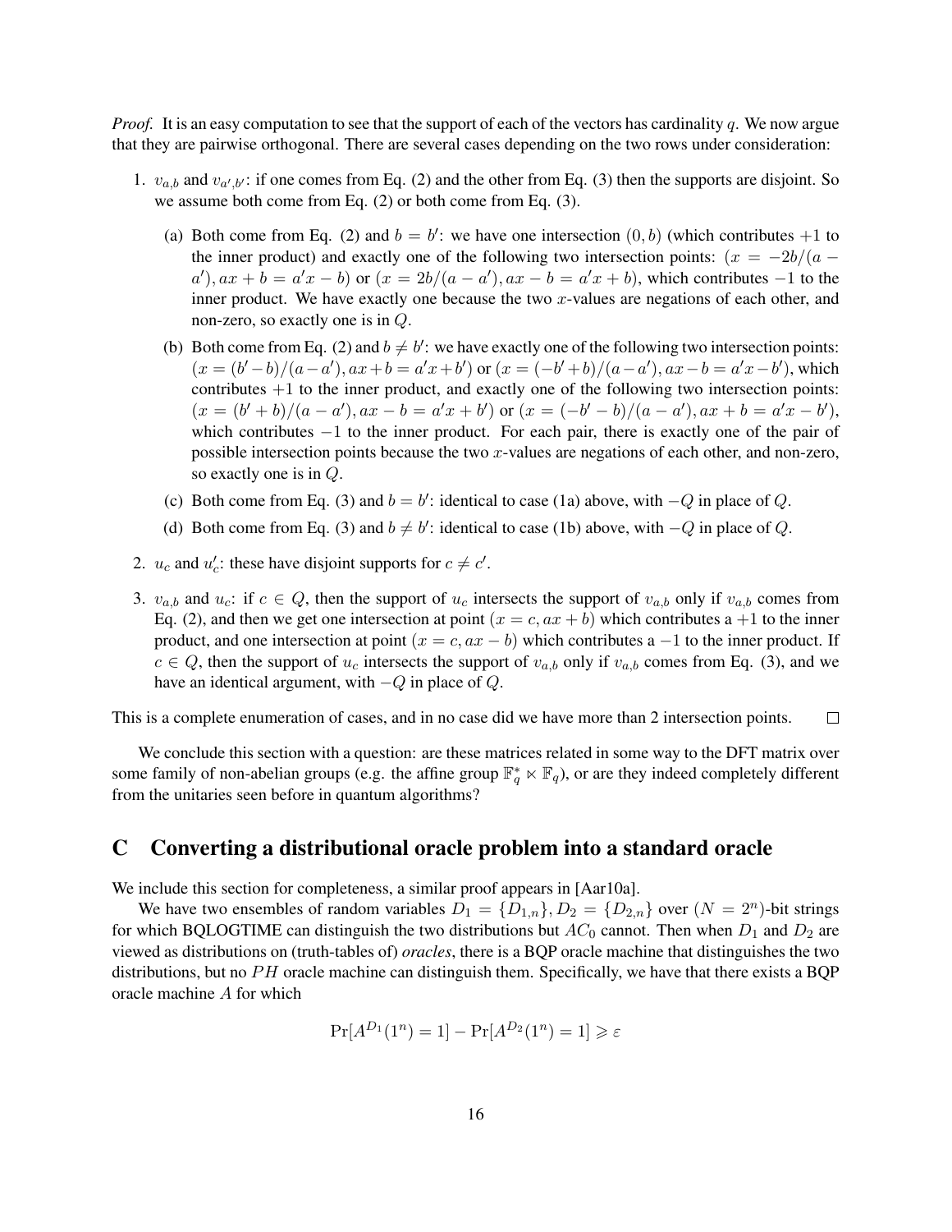*Proof.* It is an easy computation to see that the support of each of the vectors has cardinality $q$. We now argue that they are pairwise orthogonal. There are several cases depending on the two rows under consideration:

1. $v_{a,b}$ and $v_{a',b'}$: if one comes from Eq. (2) and the other from Eq. (3) then the supports are disjoint. So we assume both come from Eq. (2) or both come from Eq. (3).

   (a) Both come from Eq. (2) and $b = b'$: we have one intersection $(0, b)$ (which contributes $+1$ to the inner product) and exactly one of the following two intersection points: $(x = -2b/(a - a'), ax + b = a'x - b)$ or $(x = 2b/(a - a'), ax - b = a'x + b)$, which contributes $-1$ to the inner product. We have exactly one because the two $x$-values are negations of each other, and non-zero, so exactly one is in $Q$.

   (b) Both come from Eq. (2) and $b \neq b'$: we have exactly one of the following two intersection points: $(x = (b' - b)/(a - a'), ax + b = a'x + b')$ or $(x = (-b' + b)/(a - a'), ax - b = a'x - b')$, which contributes $+1$ to the inner product, and exactly one of the following two intersection points: $(x = (b' + b)/(a - a'), ax - b = a'x + b')$ or $(x = (-b' - b)/(a - a'), ax + b = a'x - b')$, which contributes $-1$ to the inner product. For each pair, there is exactly one of the pair of possible intersection points because the two $x$-values are negations of each other, and non-zero, so exactly one is in $Q$.

   (c) Both come from Eq. (3) and $b = b'$: identical to case (1a) above, with $-Q$ in place of $Q$.

   (d) Both come from Eq. (3) and $b \neq b'$: identical to case (1b) above, with $-Q$ in place of $Q$.

2. $u_c$ and $u'_c$: these have disjoint supports for $c \neq c'$.

3. $v_{a,b}$ and $u_c$: if $c \in Q$, then the support of $u_c$ intersects the support of $v_{a,b}$ only if $v_{a,b}$ comes from Eq. (2), and then we get one intersection at point $(x = c, ax + b)$ which contributes a $+1$ to the inner product, and one intersection at point $(x = c, ax - b)$ which contributes a $-1$ to the inner product. If $c \in Q$, then the support of $u_c$ intersects the support of $v_{a,b}$ only if $v_{a,b}$ comes from Eq. (3), and we have an identical argument, with $-Q$ in place of $Q$.

This is a complete enumeration of cases, and in no case did we have more than 2 intersection points. □

We conclude this section with a question: are these matrices related in some way to the DFT matrix over some family of non-abelian groups (e.g. the affine group $\mathbb{F}_q^* \ltimes \mathbb{F}_q$), or are they indeed completely different from the unitaries seen before in quantum algorithms?

# C Converting a distributional oracle problem into a standard oracle

We include this section for completeness, a similar proof appears in [Aar10a].

We have two ensembles of random variables $D_1 = \{D_{1,n}\}, D_2 = \{D_{2,n}\}$ over $(N = 2^n)$-bit strings for which BQLOGTIME can distinguish the two distributions but $AC_0$ cannot. Then when $D_1$ and $D_2$ are viewed as distributions on (truth-tables of) *oracles*, there is a BQP oracle machine that distinguishes the two distributions, but no $PH$ oracle machine can distinguish them. Specifically, we have that there exists a BQP oracle machine $A$ for which

$$\Pr[A^{D_1}(1^n) = 1] - \Pr[A^{D_2}(1^n) = 1] \geqslant \varepsilon$$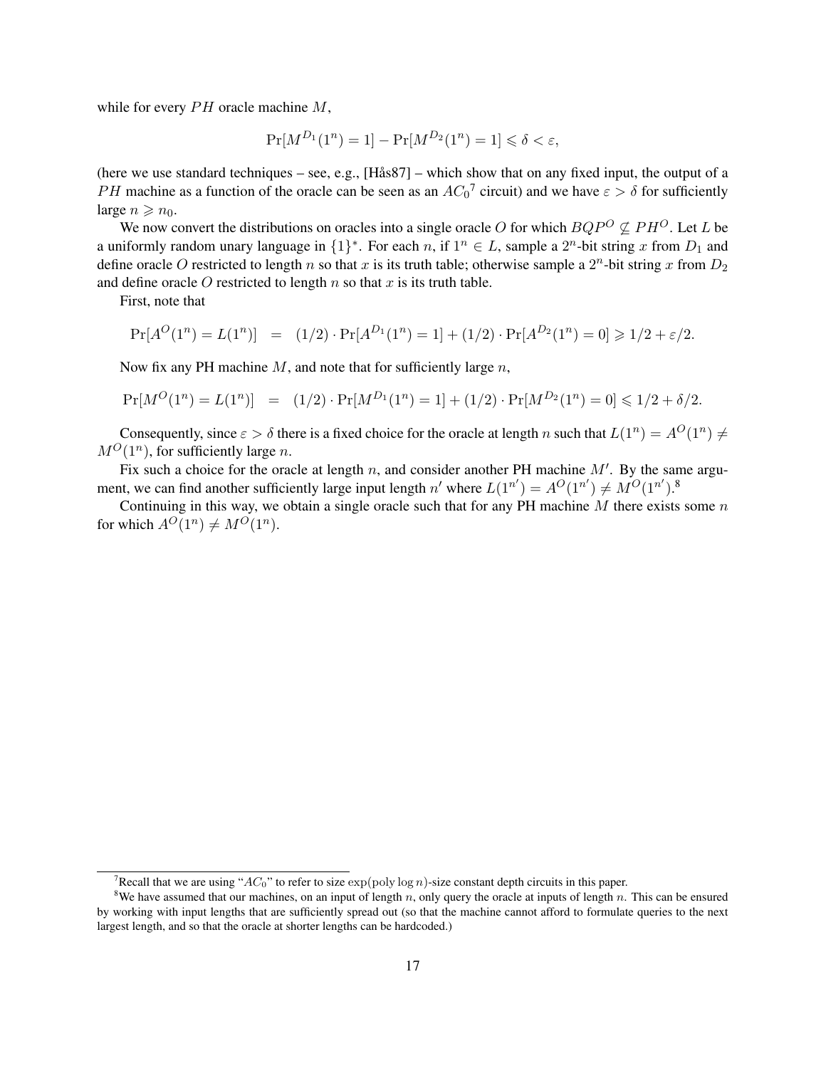while for every $PH$ oracle machine $M$,

$$\Pr[M^{D_1}(1^n) = 1] - \Pr[M^{D_2}(1^n) = 1] \leqslant \delta < \varepsilon,$$

(here we use standard techniques – see, e.g., [Hås87] – which show that on any fixed input, the output of a $PH$ machine as a function of the oracle can be seen as an $AC_0$[7] circuit) and we have $\varepsilon > \delta$ for sufficiently large $n \geqslant n_0$.

We now convert the distributions on oracles into a single oracle $O$ for which $BQP^O \not\subseteq PH^O$. Let $L$ be a uniformly random unary language in $\{1\}^*$. For each $n$, if $1^n \in L$, sample a $2^n$-bit string $x$ from $D_1$ and define oracle $O$ restricted to length $n$ so that $x$ is its truth table; otherwise sample a $2^n$-bit string $x$ from $D_2$ and define oracle $O$ restricted to length $n$ so that $x$ is its truth table.

First, note that

$$\Pr[A^O(1^n) = L(1^n)] \quad = \quad (1/2) \cdot \Pr[A^{D_1}(1^n) = 1] + (1/2) \cdot \Pr[A^{D_2}(1^n) = 0] \geqslant 1/2 + \varepsilon/2.$$

Now fix any PH machine $M$, and note that for sufficiently large $n$,

$$\Pr[M^O(1^n) = L(1^n)] \quad = \quad (1/2) \cdot \Pr[M^{D_1}(1^n) = 1] + (1/2) \cdot \Pr[M^{D_2}(1^n) = 0] \leqslant 1/2 + \delta/2.$$

Consequently, since $\varepsilon > \delta$ there is a fixed choice for the oracle at length $n$ such that $L(1^n) = A^O(1^n) \neq M^O(1^n)$, for sufficiently large $n$.

Fix such a choice for the oracle at length $n$, and consider another PH machine $M'$. By the same argument, we can find another sufficiently large input length $n'$ where $L(1^{n'}) = A^O(1^{n'}) \neq M^O(1^{n'})$.[8]

Continuing in this way, we obtain a single oracle such that for any PH machine $M$ there exists some $n$ for which $A^O(1^n) \neq M^O(1^n)$.

---

[7] Recall that we are using "$AC_0$" to refer to size $\exp(\mathrm{poly} \log n)$-size constant depth circuits in this paper.

[8] We have assumed that our machines, on an input of length $n$, only query the oracle at inputs of length $n$. This can be ensured by working with input lengths that are sufficiently spread out (so that the machine cannot afford to formulate queries to the next largest length, and so that the oracle at shorter lengths can be hardcoded.)